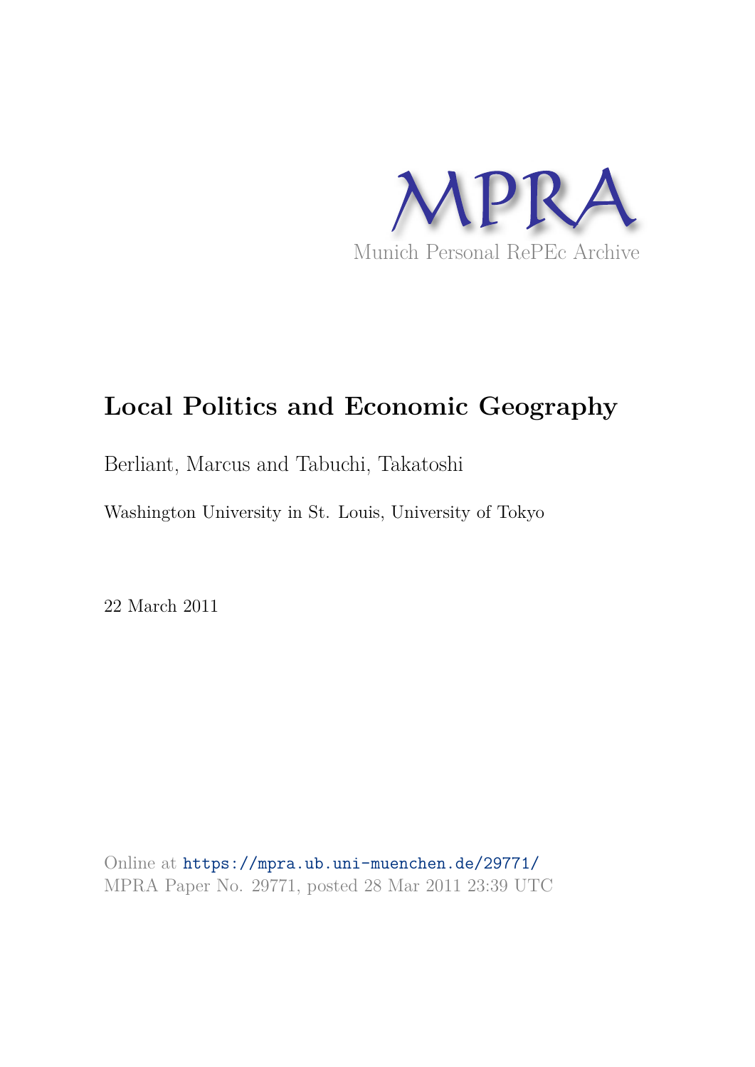MPRA

Munich Personal RePEc Archive

# Local Politics and Economic Geography

Berliant, Marcus and Tabuchi, Takatoshi

Washington University in St. Louis, University of Tokyo

22 March 2011

Online at https://mpra.ub.uni-muenchen.de/29771/
MPRA Paper No. 29771, posted 28 Mar 2011 23:39 UTC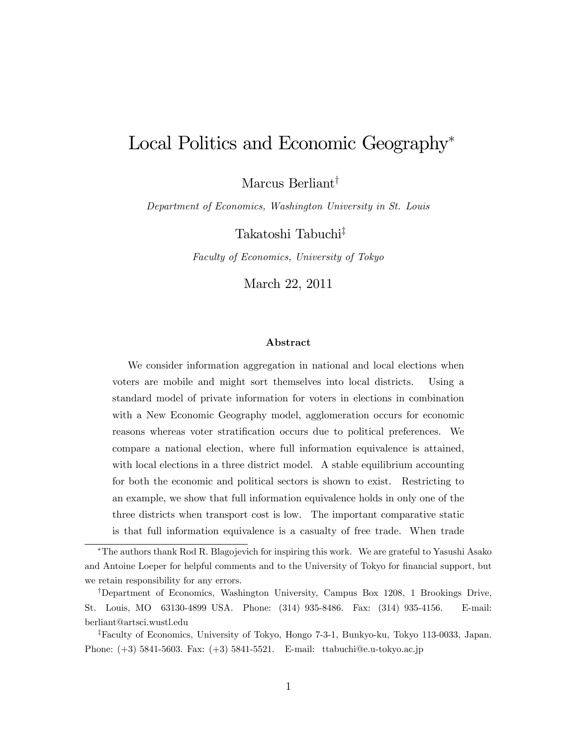# Local Politics and Economic Geography*

Marcus Berliant[†]

*Department of Economics, Washington University in St. Louis*

Takatoshi Tabuchi[‡]

*Faculty of Economics, University of Tokyo*

March 22, 2011

### Abstract

We consider information aggregation in national and local elections when voters are mobile and might sort themselves into local districts. Using a standard model of private information for voters in elections in combination with a New Economic Geography model, agglomeration occurs for economic reasons whereas voter stratification occurs due to political preferences. We compare a national election, where full information equivalence is attained, with local elections in a three district model. A stable equilibrium accounting for both the economic and political sectors is shown to exist. Restricting to an example, we show that full information equivalence holds in only one of the three districts when transport cost is low. The important comparative static is that full information equivalence is a casualty of free trade. When trade

---

*The authors thank Rod R. Blagojevich for inspiring this work. We are grateful to Yasushi Asako and Antoine Loeper for helpful comments and to the University of Tokyo for financial support, but we retain responsibility for any errors.

[†]Department of Economics, Washington University, Campus Box 1208, 1 Brookings Drive, St. Louis, MO 63130-4899 USA. Phone: (314) 935-8486. Fax: (314) 935-4156. E-mail: berliant@artsci.wustl.edu

[‡]Faculty of Economics, University of Tokyo, Hongo 7-3-1, Bunkyo-ku, Tokyo 113-0033, Japan. Phone: (+3) 5841-5603. Fax: (+3) 5841-5521. E-mail: ttabuchi@e.u-tokyo.ac.jp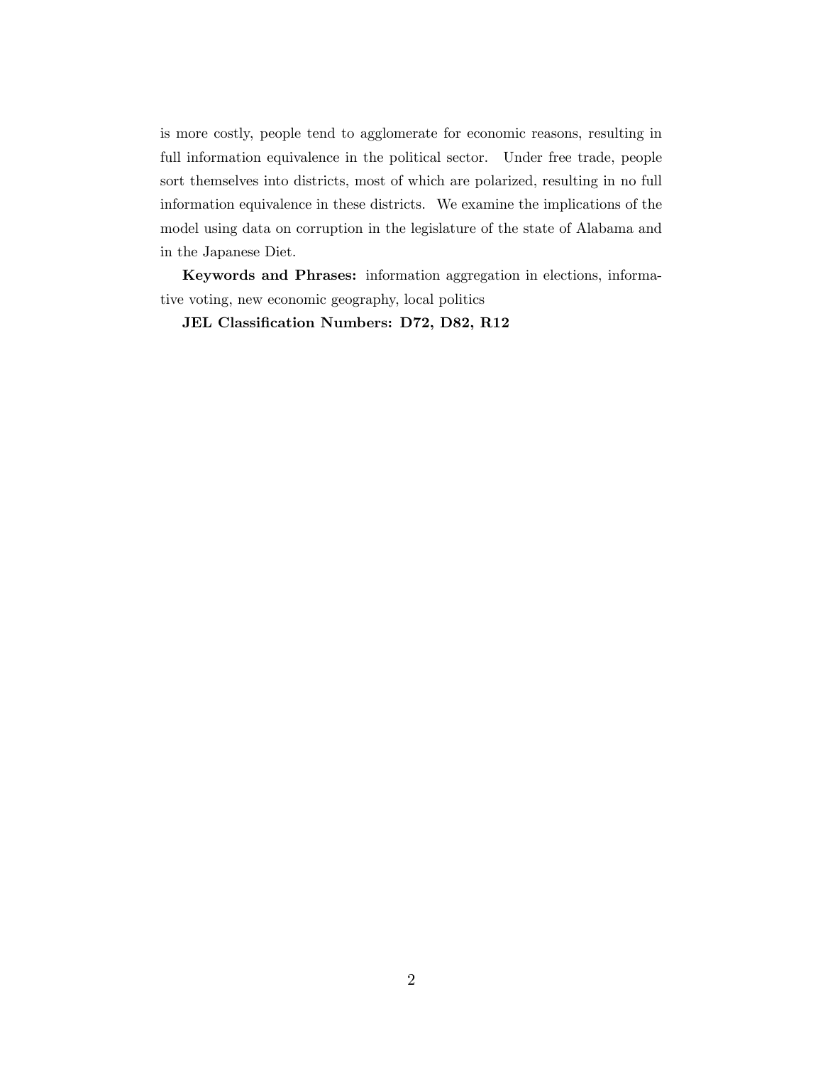is more costly, people tend to agglomerate for economic reasons, resulting in full information equivalence in the political sector. Under free trade, people sort themselves into districts, most of which are polarized, resulting in no full information equivalence in these districts. We examine the implications of the model using data on corruption in the legislature of the state of Alabama and in the Japanese Diet.

**Keywords and Phrases:** information aggregation in elections, informative voting, new economic geography, local politics

**JEL Classification Numbers: D72, D82, R12**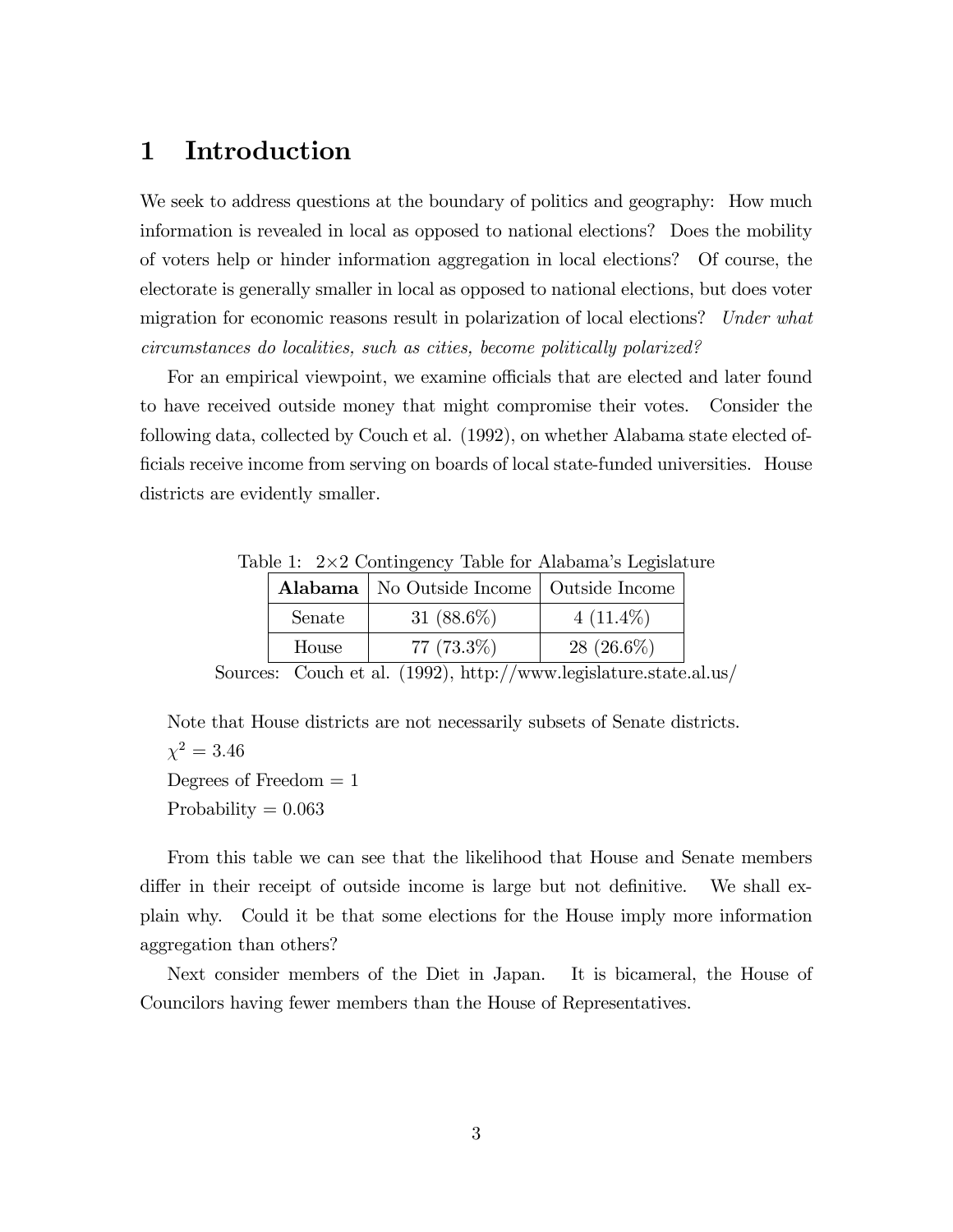# 1 Introduction

We seek to address questions at the boundary of politics and geography: How much information is revealed in local as opposed to national elections? Does the mobility of voters help or hinder information aggregation in local elections? Of course, the electorate is generally smaller in local as opposed to national elections, but does voter migration for economic reasons result in polarization of local elections? *Under what circumstances do localities, such as cities, become politically polarized?*

For an empirical viewpoint, we examine officials that are elected and later found to have received outside money that might compromise their votes. Consider the following data, collected by Couch et al. (1992), on whether Alabama state elected officials receive income from serving on boards of local state-funded universities. House districts are evidently smaller.

Table 1: 2×2 Contingency Table for Alabama's Legislature

| **Alabama** | No Outside Income | Outside Income |
|---|---|---|
| Senate | 31 (88.6%) | 4 (11.4%) |
| House | 77 (73.3%) | 28 (26.6%) |

Sources: Couch et al. (1992), http://www.legislature.state.al.us/

Note that House districts are not necessarily subsets of Senate districts.

$\chi^2 = 3.46$

Degrees of Freedom = 1

Probability = 0.063

From this table we can see that the likelihood that House and Senate members differ in their receipt of outside income is large but not definitive. We shall explain why. Could it be that some elections for the House imply more information aggregation than others?

Next consider members of the Diet in Japan. It is bicameral, the House of Councilors having fewer members than the House of Representatives.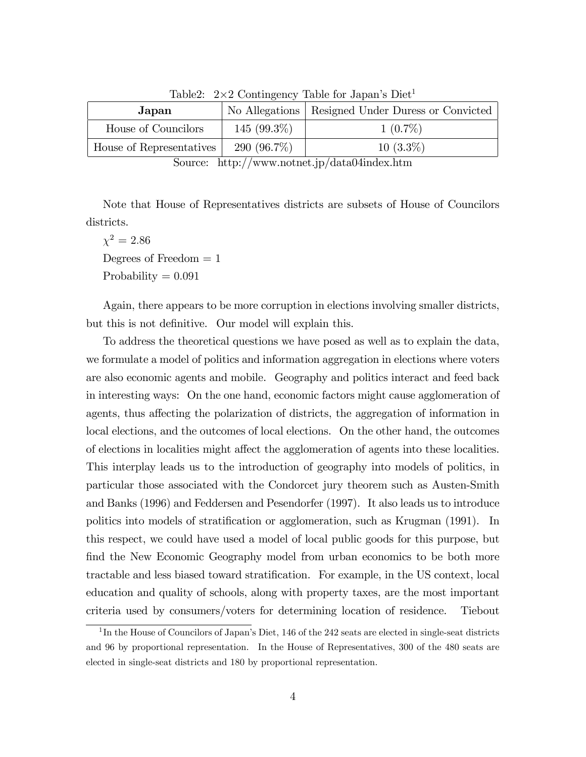Table2: $2 \times 2$ Contingency Table for Japan's Diet[1]

| **Japan** | No Allegations | Resigned Under Duress or Convicted |
|---|---|---|
| House of Councilors | 145 (99.3%) | 1 (0.7%) |
| House of Representatives | 290 (96.7%) | 10 (3.3%) |

Source: http://www.notnet.jp/data04index.htm

Note that House of Representatives districts are subsets of House of Councilors districts.

$\chi^2 = 2.86$

Degrees of Freedom = 1

Probability = 0.091

Again, there appears to be more corruption in elections involving smaller districts, but this is not definitive. Our model will explain this.

To address the theoretical questions we have posed as well as to explain the data, we formulate a model of politics and information aggregation in elections where voters are also economic agents and mobile. Geography and politics interact and feed back in interesting ways: On the one hand, economic factors might cause agglomeration of agents, thus affecting the polarization of districts, the aggregation of information in local elections, and the outcomes of local elections. On the other hand, the outcomes of elections in localities might affect the agglomeration of agents into these localities. This interplay leads us to the introduction of geography into models of politics, in particular those associated with the Condorcet jury theorem such as Austen-Smith and Banks (1996) and Feddersen and Pesendorfer (1997). It also leads us to introduce politics into models of stratification or agglomeration, such as Krugman (1991). In this respect, we could have used a model of local public goods for this purpose, but find the New Economic Geography model from urban economics to be both more tractable and less biased toward stratification. For example, in the US context, local education and quality of schools, along with property taxes, are the most important criteria used by consumers/voters for determining location of residence. Tiebout

[1] In the House of Councilors of Japan's Diet, 146 of the 242 seats are elected in single-seat districts and 96 by proportional representation. In the House of Representatives, 300 of the 480 seats are elected in single-seat districts and 180 by proportional representation.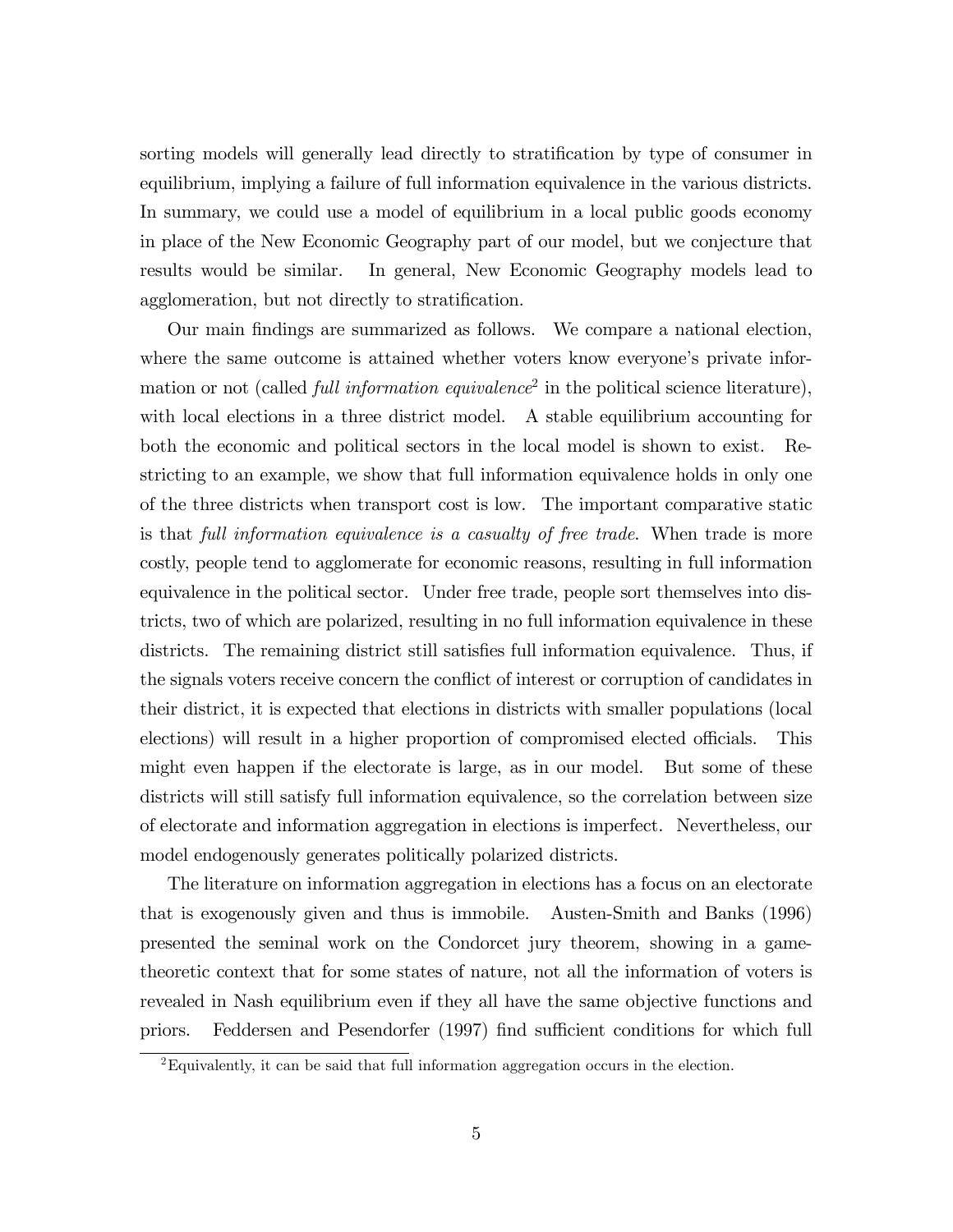sorting models will generally lead directly to stratification by type of consumer in equilibrium, implying a failure of full information equivalence in the various districts. In summary, we could use a model of equilibrium in a local public goods economy in place of the New Economic Geography part of our model, but we conjecture that results would be similar. In general, New Economic Geography models lead to agglomeration, but not directly to stratification.

Our main findings are summarized as follows. We compare a national election, where the same outcome is attained whether voters know everyone's private information or not (called *full information equivalence*[2] in the political science literature), with local elections in a three district model. A stable equilibrium accounting for both the economic and political sectors in the local model is shown to exist. Restricting to an example, we show that full information equivalence holds in only one of the three districts when transport cost is low. The important comparative static is that *full information equivalence is a casualty of free trade*. When trade is more costly, people tend to agglomerate for economic reasons, resulting in full information equivalence in the political sector. Under free trade, people sort themselves into districts, two of which are polarized, resulting in no full information equivalence in these districts. The remaining district still satisfies full information equivalence. Thus, if the signals voters receive concern the conflict of interest or corruption of candidates in their district, it is expected that elections in districts with smaller populations (local elections) will result in a higher proportion of compromised elected officials. This might even happen if the electorate is large, as in our model. But some of these districts will still satisfy full information equivalence, so the correlation between size of electorate and information aggregation in elections is imperfect. Nevertheless, our model endogenously generates politically polarized districts.

The literature on information aggregation in elections has a focus on an electorate that is exogenously given and thus is immobile. Austen-Smith and Banks (1996) presented the seminal work on the Condorcet jury theorem, showing in a game-theoretic context that for some states of nature, not all the information of voters is revealed in Nash equilibrium even if they all have the same objective functions and priors. Feddersen and Pesendorfer (1997) find sufficient conditions for which full

[2] Equivalently, it can be said that full information aggregation occurs in the election.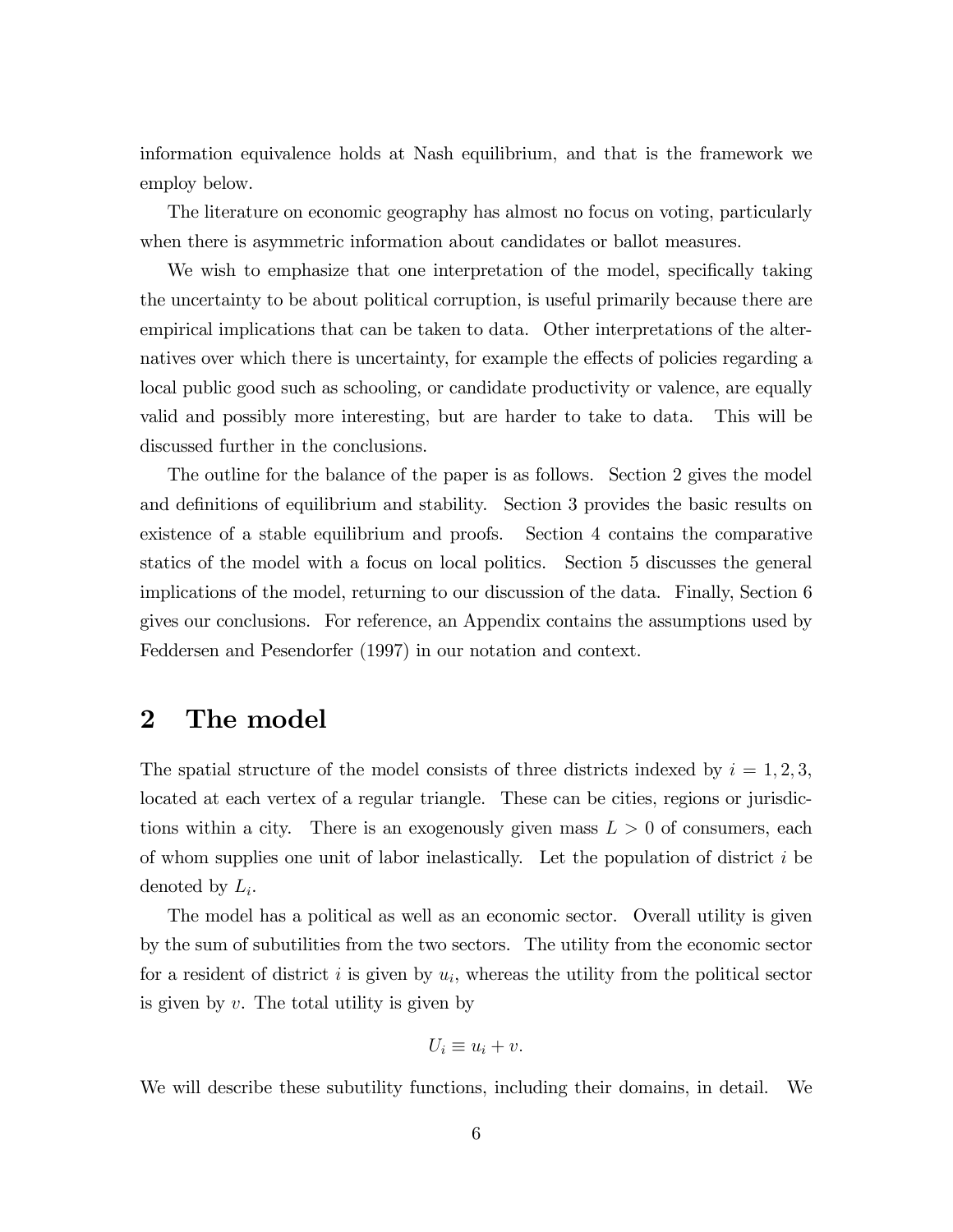information equivalence holds at Nash equilibrium, and that is the framework we employ below.

The literature on economic geography has almost no focus on voting, particularly when there is asymmetric information about candidates or ballot measures.

We wish to emphasize that one interpretation of the model, specifically taking the uncertainty to be about political corruption, is useful primarily because there are empirical implications that can be taken to data. Other interpretations of the alternatives over which there is uncertainty, for example the effects of policies regarding a local public good such as schooling, or candidate productivity or valence, are equally valid and possibly more interesting, but are harder to take to data. This will be discussed further in the conclusions.

The outline for the balance of the paper is as follows. Section 2 gives the model and definitions of equilibrium and stability. Section 3 provides the basic results on existence of a stable equilibrium and proofs. Section 4 contains the comparative statics of the model with a focus on local politics. Section 5 discusses the general implications of the model, returning to our discussion of the data. Finally, Section 6 gives our conclusions. For reference, an Appendix contains the assumptions used by Feddersen and Pesendorfer (1997) in our notation and context.

## 2 The model

The spatial structure of the model consists of three districts indexed by $i = 1, 2, 3$, located at each vertex of a regular triangle. These can be cities, regions or jurisdictions within a city. There is an exogenously given mass $L > 0$ of consumers, each of whom supplies one unit of labor inelastically. Let the population of district $i$ be denoted by $L_i$.

The model has a political as well as an economic sector. Overall utility is given by the sum of subutilities from the two sectors. The utility from the economic sector for a resident of district $i$ is given by $u_i$, whereas the utility from the political sector is given by $v$. The total utility is given by

$$U_i \equiv u_i + v.$$

We will describe these subutility functions, including their domains, in detail. We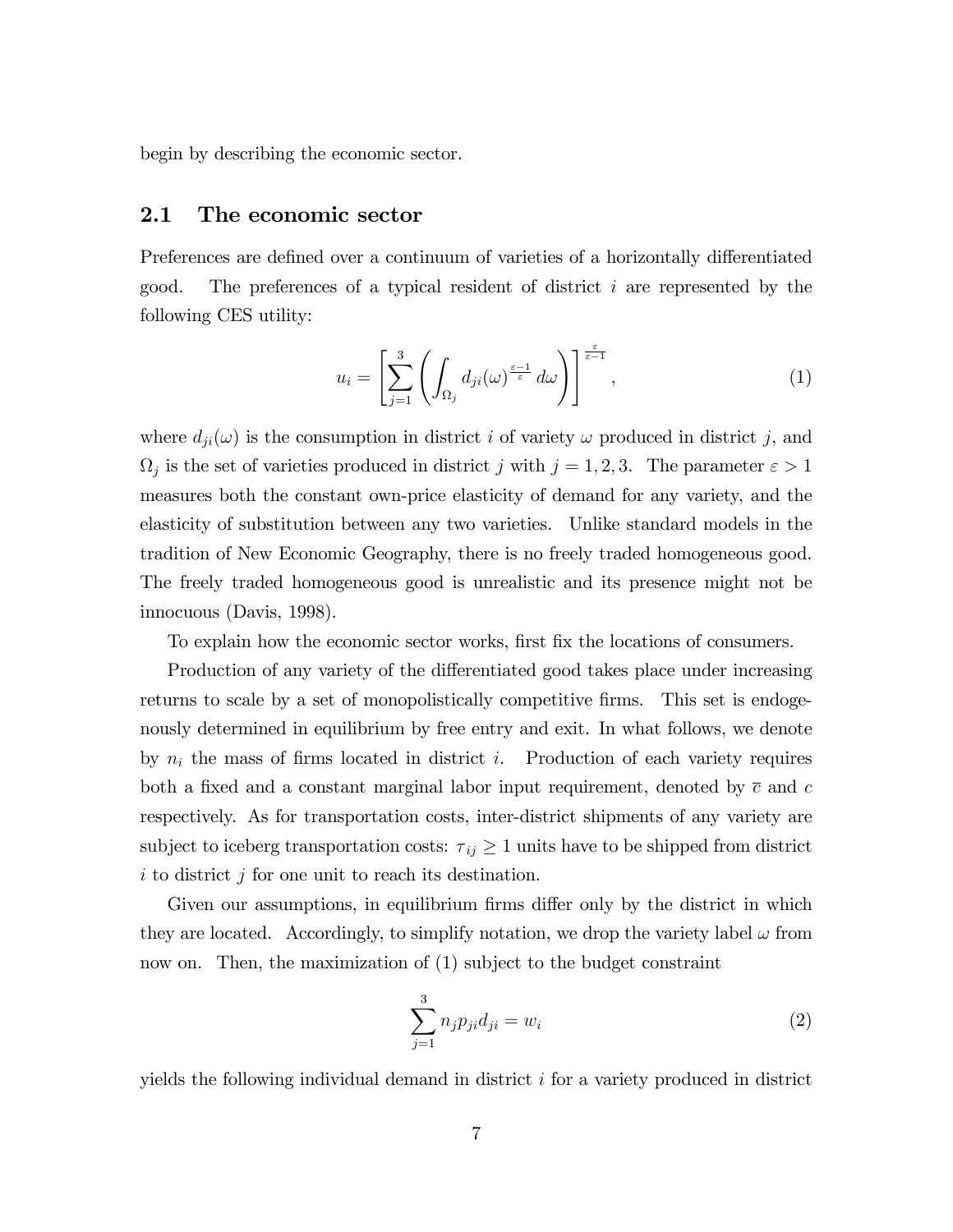begin by describing the economic sector.

## 2.1 The economic sector

Preferences are defined over a continuum of varieties of a horizontally differentiated good. The preferences of a typical resident of district $i$ are represented by the following CES utility:

$$u_i = \left[ \sum_{j=1}^{3} \left( \int_{\Omega_j} d_{ji}(\omega)^{\frac{\varepsilon-1}{\varepsilon}} \, d\omega \right) \right]^{\frac{\varepsilon}{\varepsilon-1}}, \tag{1}$$

where $d_{ji}(\omega)$ is the consumption in district $i$ of variety $\omega$ produced in district $j$, and $\Omega_j$ is the set of varieties produced in district $j$ with $j = 1, 2, 3$. The parameter $\varepsilon > 1$ measures both the constant own-price elasticity of demand for any variety, and the elasticity of substitution between any two varieties. Unlike standard models in the tradition of New Economic Geography, there is no freely traded homogeneous good. The freely traded homogeneous good is unrealistic and its presence might not be innocuous (Davis, 1998).

To explain how the economic sector works, first fix the locations of consumers.

Production of any variety of the differentiated good takes place under increasing returns to scale by a set of monopolistically competitive firms. This set is endogenously determined in equilibrium by free entry and exit. In what follows, we denote by $n_i$ the mass of firms located in district $i$. Production of each variety requires both a fixed and a constant marginal labor input requirement, denoted by $\overline{c}$ and $c$ respectively. As for transportation costs, inter-district shipments of any variety are subject to iceberg transportation costs: $\tau_{ij} \geq 1$ units have to be shipped from district $i$ to district $j$ for one unit to reach its destination.

Given our assumptions, in equilibrium firms differ only by the district in which they are located. Accordingly, to simplify notation, we drop the variety label $\omega$ from now on. Then, the maximization of (1) subject to the budget constraint

$$\sum_{j=1}^{3} n_j p_{ji} d_{ji} = w_i \tag{2}$$

yields the following individual demand in district $i$ for a variety produced in district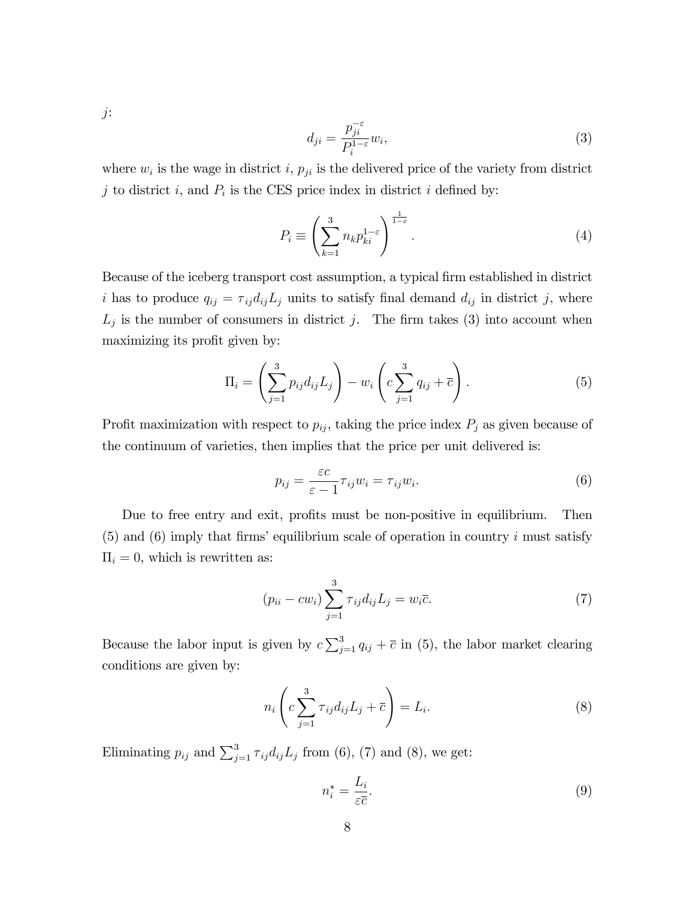$j$:

$$d_{ji} = \frac{p_{ji}^{-\varepsilon}}{P_i^{1-\varepsilon}} w_i, \tag{3}$$

where $w_i$ is the wage in district $i$, $p_{ji}$ is the delivered price of the variety from district $j$ to district $i$, and $P_i$ is the CES price index in district $i$ defined by:

$$P_i \equiv \left( \sum_{k=1}^{3} n_k p_{ki}^{1-\varepsilon} \right)^{\frac{1}{1-\varepsilon}}. \tag{4}$$

Because of the iceberg transport cost assumption, a typical firm established in district $i$ has to produce $q_{ij} = \tau_{ij} d_{ij} L_j$ units to satisfy final demand $d_{ij}$ in district $j$, where $L_j$ is the number of consumers in district $j$. The firm takes (3) into account when maximizing its profit given by:

$$\Pi_i = \left( \sum_{j=1}^{3} p_{ij} d_{ij} L_j \right) - w_i \left( c \sum_{j=1}^{3} q_{ij} + \bar{c} \right). \tag{5}$$

Profit maximization with respect to $p_{ij}$, taking the price index $P_j$ as given because of the continuum of varieties, then implies that the price per unit delivered is:

$$p_{ij} = \frac{\varepsilon c}{\varepsilon - 1} \tau_{ij} w_i = \tau_{ij} w_i. \tag{6}$$

Due to free entry and exit, profits must be non-positive in equilibrium. Then (5) and (6) imply that firms' equilibrium scale of operation in country $i$ must satisfy $\Pi_i = 0$, which is rewritten as:

$$(p_{ii} - c w_i) \sum_{j=1}^{3} \tau_{ij} d_{ij} L_j = w_i \bar{c}. \tag{7}$$

Because the labor input is given by $c \sum_{j=1}^{3} q_{ij} + \bar{c}$ in (5), the labor market clearing conditions are given by:

$$n_i \left( c \sum_{j=1}^{3} \tau_{ij} d_{ij} L_j + \bar{c} \right) = L_i. \tag{8}$$

Eliminating $p_{ij}$ and $\sum_{j=1}^{3} \tau_{ij} d_{ij} L_j$ from (6), (7) and (8), we get:

$$n_i^* = \frac{L_i}{\varepsilon \bar{c}}. \tag{9}$$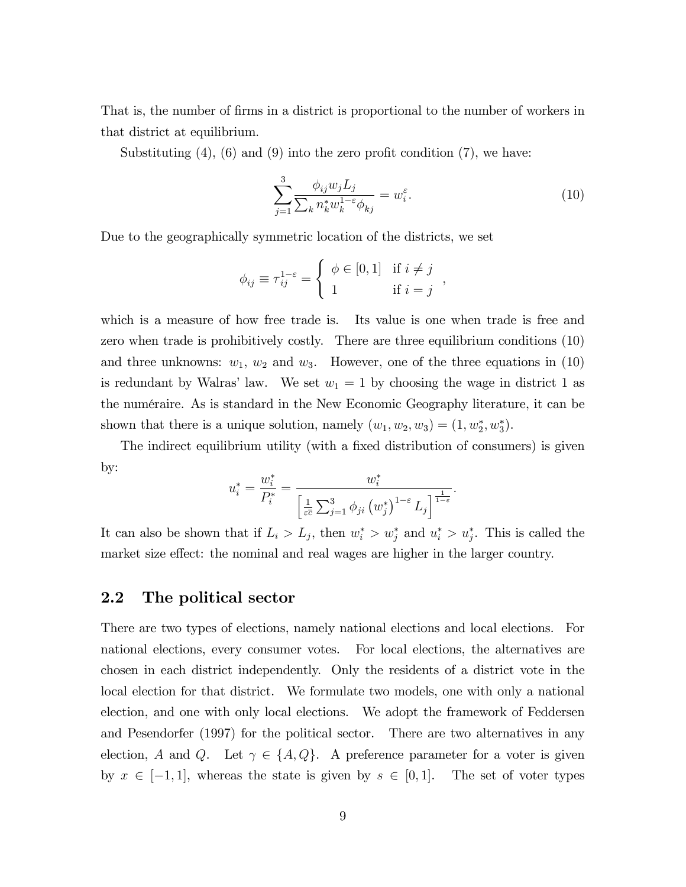That is, the number of firms in a district is proportional to the number of workers in that district at equilibrium.

Substituting (4), (6) and (9) into the zero profit condition (7), we have:

$$\sum_{j=1}^{3} \frac{\phi_{ij} w_j L_j}{\sum_k n_k^* w_k^{1-\varepsilon} \phi_{kj}} = w_i^{\varepsilon}. \tag{10}$$

Due to the geographically symmetric location of the districts, we set

$$\phi_{ij} \equiv \tau_{ij}^{1-\varepsilon} = \begin{cases} \phi \in [0,1] & \text{if } i \neq j \\ 1 & \text{if } i = j \end{cases},$$

which is a measure of how free trade is. Its value is one when trade is free and zero when trade is prohibitively costly. There are three equilibrium conditions (10) and three unknowns: $w_1$, $w_2$ and $w_3$. However, one of the three equations in (10) is redundant by Walras' law. We set $w_1 = 1$ by choosing the wage in district 1 as the numéraire. As is standard in the New Economic Geography literature, it can be shown that there is a unique solution, namely $(w_1, w_2, w_3) = (1, w_2^*, w_3^*)$.

The indirect equilibrium utility (with a fixed distribution of consumers) is given by:

$$u_i^* = \frac{w_i^*}{P_i^*} = \frac{w_i^*}{\left[\frac{1}{\varepsilon \bar{c}} \sum_{j=1}^{3} \phi_{ji} \left(w_j^*\right)^{1-\varepsilon} L_j\right]^{\frac{1}{1-\varepsilon}}}.$$

It can also be shown that if $L_i > L_j$, then $w_i^* > w_j^*$ and $u_i^* > u_j^*$. This is called the market size effect: the nominal and real wages are higher in the larger country.

## 2.2 The political sector

There are two types of elections, namely national elections and local elections. For national elections, every consumer votes. For local elections, the alternatives are chosen in each district independently. Only the residents of a district vote in the local election for that district. We formulate two models, one with only a national election, and one with only local elections. We adopt the framework of Feddersen and Pesendorfer (1997) for the political sector. There are two alternatives in any election, $A$ and $Q$. Let $\gamma \in \{A, Q\}$. A preference parameter for a voter is given by $x \in [-1, 1]$, whereas the state is given by $s \in [0, 1]$. The set of voter types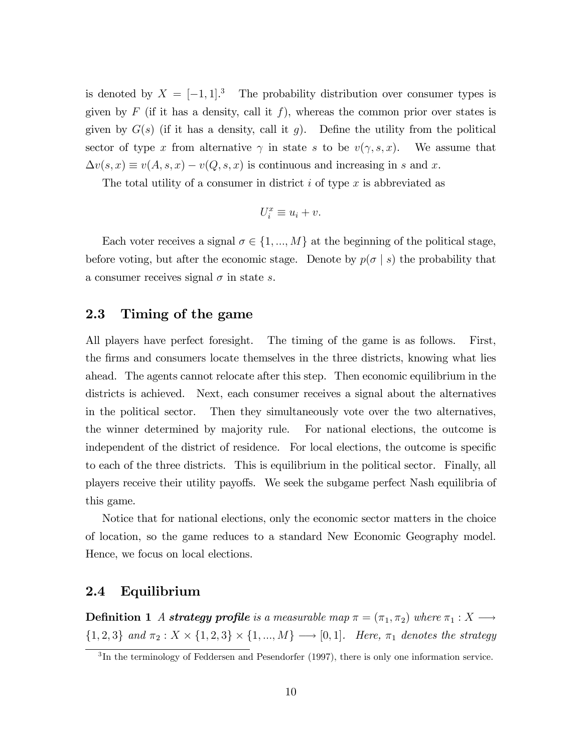is denoted by $X = [-1, 1]$.[3] The probability distribution over consumer types is given by $F$ (if it has a density, call it $f$), whereas the common prior over states is given by $G(s)$ (if it has a density, call it $g$). Define the utility from the political sector of type $x$ from alternative $\gamma$ in state $s$ to be $v(\gamma, s, x)$. We assume that $\Delta v(s, x) \equiv v(A, s, x) - v(Q, s, x)$ is continuous and increasing in $s$ and $x$.

The total utility of a consumer in district $i$ of type $x$ is abbreviated as

$$U_i^x \equiv u_i + v.$$

Each voter receives a signal $\sigma \in \{1, ..., M\}$ at the beginning of the political stage, before voting, but after the economic stage. Denote by $p(\sigma \mid s)$ the probability that a consumer receives signal $\sigma$ in state $s$.

## 2.3 Timing of the game

All players have perfect foresight. The timing of the game is as follows. First, the firms and consumers locate themselves in the three districts, knowing what lies ahead. The agents cannot relocate after this step. Then economic equilibrium in the districts is achieved. Next, each consumer receives a signal about the alternatives in the political sector. Then they simultaneously vote over the two alternatives, the winner determined by majority rule. For national elections, the outcome is independent of the district of residence. For local elections, the outcome is specific to each of the three districts. This is equilibrium in the political sector. Finally, all players receive their utility payoffs. We seek the subgame perfect Nash equilibria of this game.

Notice that for national elections, only the economic sector matters in the choice of location, so the game reduces to a standard New Economic Geography model. Hence, we focus on local elections.

## 2.4 Equilibrium

**Definition 1** *A **strategy profile** is a measurable map $\pi = (\pi_1, \pi_2)$ where $\pi_1 : X \longrightarrow \{1, 2, 3\}$ and $\pi_2 : X \times \{1, 2, 3\} \times \{1, ..., M\} \longrightarrow [0, 1]$. Here, $\pi_1$ denotes the strategy*

[3] In the terminology of Feddersen and Pesendorfer (1997), there is only one information service.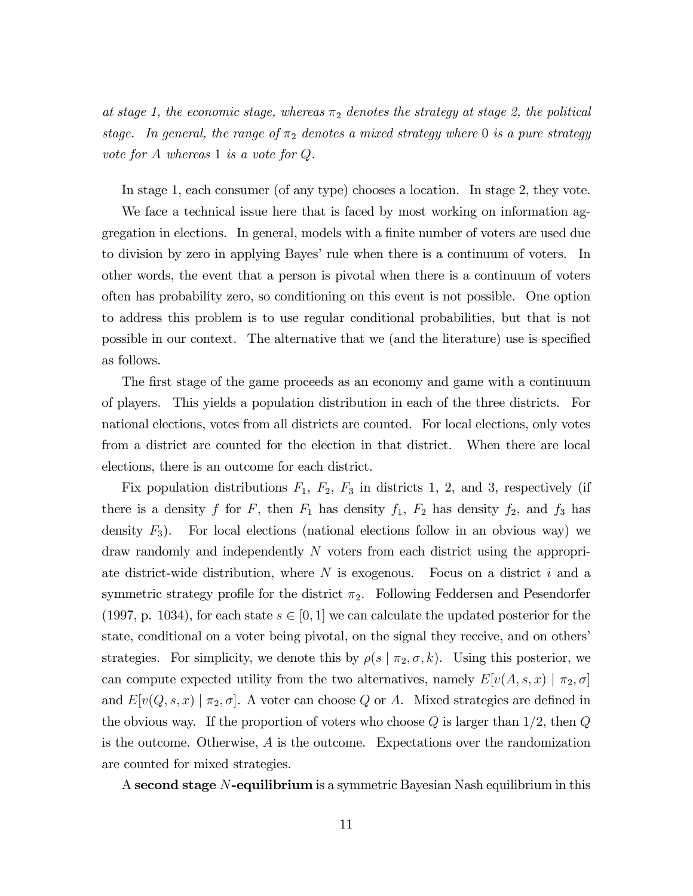*at stage 1, the economic stage, whereas $\pi_2$ denotes the strategy at stage 2, the political stage. In general, the range of $\pi_2$ denotes a mixed strategy where 0 is a pure strategy vote for A whereas 1 is a vote for Q.*

In stage 1, each consumer (of any type) chooses a location. In stage 2, they vote.

We face a technical issue here that is faced by most working on information aggregation in elections. In general, models with a finite number of voters are used due to division by zero in applying Bayes' rule when there is a continuum of voters. In other words, the event that a person is pivotal when there is a continuum of voters often has probability zero, so conditioning on this event is not possible. One option to address this problem is to use regular conditional probabilities, but that is not possible in our context. The alternative that we (and the literature) use is specified as follows.

The first stage of the game proceeds as an economy and game with a continuum of players. This yields a population distribution in each of the three districts. For national elections, votes from all districts are counted. For local elections, only votes from a district are counted for the election in that district. When there are local elections, there is an outcome for each district.

Fix population distributions $F_1$, $F_2$, $F_3$ in districts 1, 2, and 3, respectively (if there is a density $f$ for $F$, then $F_1$ has density $f_1$, $F_2$ has density $f_2$, and $f_3$ has density $F_3$). For local elections (national elections follow in an obvious way) we draw randomly and independently $N$ voters from each district using the appropriate district-wide distribution, where $N$ is exogenous. Focus on a district $i$ and a symmetric strategy profile for the district $\pi_2$. Following Feddersen and Pesendorfer (1997, p. 1034), for each state $s \in [0, 1]$ we can calculate the updated posterior for the state, conditional on a voter being pivotal, on the signal they receive, and on others' strategies. For simplicity, we denote this by $\rho(s \mid \pi_2, \sigma, k)$. Using this posterior, we can compute expected utility from the two alternatives, namely $E[v(A, s, x) \mid \pi_2, \sigma]$ and $E[v(Q, s, x) \mid \pi_2, \sigma]$. A voter can choose $Q$ or $A$. Mixed strategies are defined in the obvious way. If the proportion of voters who choose $Q$ is larger than $1/2$, then $Q$ is the outcome. Otherwise, $A$ is the outcome. Expectations over the randomization are counted for mixed strategies.

A **second stage $N$-equilibrium** is a symmetric Bayesian Nash equilibrium in this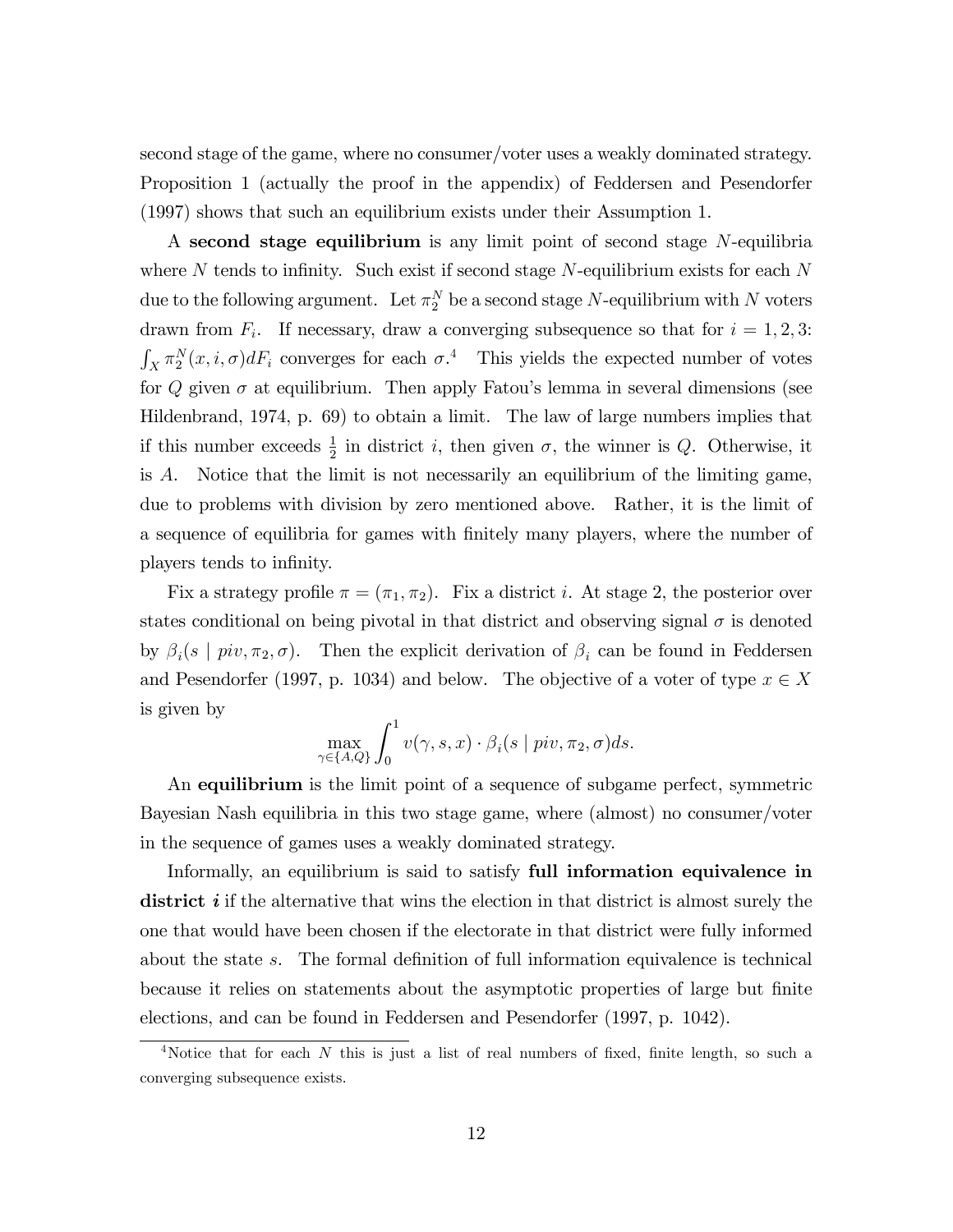second stage of the game, where no consumer/voter uses a weakly dominated strategy. Proposition 1 (actually the proof in the appendix) of Feddersen and Pesendorfer (1997) shows that such an equilibrium exists under their Assumption 1.

A **second stage equilibrium** is any limit point of second stage $N$-equilibria where $N$ tends to infinity. Such exist if second stage $N$-equilibrium exists for each $N$ due to the following argument. Let $\pi_2^N$ be a second stage $N$-equilibrium with $N$ voters drawn from $F_i$. If necessary, draw a converging subsequence so that for $i = 1, 2, 3$: $\int_X \pi_2^N(x, i, \sigma) dF_i$ converges for each $\sigma$.[4] This yields the expected number of votes for $Q$ given $\sigma$ at equilibrium. Then apply Fatou's lemma in several dimensions (see Hildenbrand, 1974, p. 69) to obtain a limit. The law of large numbers implies that if this number exceeds $\frac{1}{2}$ in district $i$, then given $\sigma$, the winner is $Q$. Otherwise, it is $A$. Notice that the limit is not necessarily an equilibrium of the limiting game, due to problems with division by zero mentioned above. Rather, it is the limit of a sequence of equilibria for games with finitely many players, where the number of players tends to infinity.

Fix a strategy profile $\pi = (\pi_1, \pi_2)$. Fix a district $i$. At stage 2, the posterior over states conditional on being pivotal in that district and observing signal $\sigma$ is denoted by $\beta_i(s \mid piv, \pi_2, \sigma)$. Then the explicit derivation of $\beta_i$ can be found in Feddersen and Pesendorfer (1997, p. 1034) and below. The objective of a voter of type $x \in X$ is given by

$$\max_{\gamma \in \{A, Q\}} \int_0^1 v(\gamma, s, x) \cdot \beta_i(s \mid piv, \pi_2, \sigma) ds.$$

An **equilibrium** is the limit point of a sequence of subgame perfect, symmetric Bayesian Nash equilibria in this two stage game, where (almost) no consumer/voter in the sequence of games uses a weakly dominated strategy.

Informally, an equilibrium is said to satisfy **full information equivalence in district *i*** if the alternative that wins the election in that district is almost surely the one that would have been chosen if the electorate in that district were fully informed about the state $s$. The formal definition of full information equivalence is technical because it relies on statements about the asymptotic properties of large but finite elections, and can be found in Feddersen and Pesendorfer (1997, p. 1042).

[4] Notice that for each $N$ this is just a list of real numbers of fixed, finite length, so such a converging subsequence exists.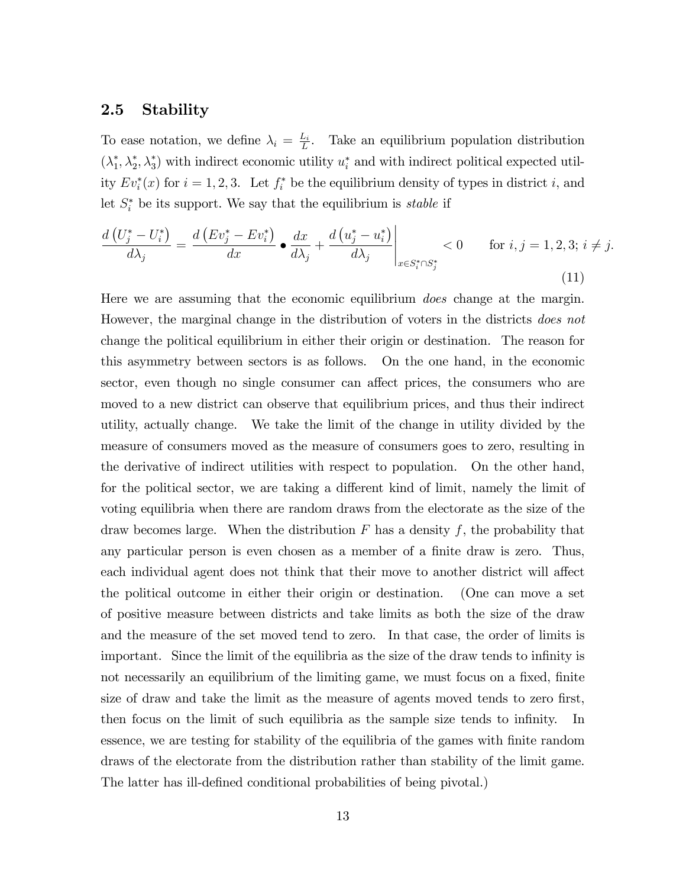### 2.5 Stability

To ease notation, we define $\lambda_i = \frac{L_i}{L}$. Take an equilibrium population distribution $(\lambda_1^*, \lambda_2^*, \lambda_3^*)$ with indirect economic utility $u_i^*$ and with indirect political expected utility $Ev_i^*(x)$ for $i = 1, 2, 3$. Let $f_i^*$ be the equilibrium density of types in district $i$, and let $S_i^*$ be its support. We say that the equilibrium is *stable* if

$$\frac{d\left(U_j^* - U_i^*\right)}{d\lambda_j} = \frac{d\left(Ev_j^* - Ev_i^*\right)}{dx} \bullet \frac{dx}{d\lambda_j} + \left.\frac{d\left(u_j^* - u_i^*\right)}{d\lambda_j}\right|_{x \in S_i^* \cap S_j^*} < 0 \qquad \text{for } i, j = 1, 2, 3;\ i \neq j. \tag{11}$$

Here we are assuming that the economic equilibrium *does* change at the margin. However, the marginal change in the distribution of voters in the districts *does not* change the political equilibrium in either their origin or destination. The reason for this asymmetry between sectors is as follows. On the one hand, in the economic sector, even though no single consumer can affect prices, the consumers who are moved to a new district can observe that equilibrium prices, and thus their indirect utility, actually change. We take the limit of the change in utility divided by the measure of consumers moved as the measure of consumers goes to zero, resulting in the derivative of indirect utilities with respect to population. On the other hand, for the political sector, we are taking a different kind of limit, namely the limit of voting equilibria when there are random draws from the electorate as the size of the draw becomes large. When the distribution $F$ has a density $f$, the probability that any particular person is even chosen as a member of a finite draw is zero. Thus, each individual agent does not think that their move to another district will affect the political outcome in either their origin or destination. (One can move a set of positive measure between districts and take limits as both the size of the draw and the measure of the set moved tend to zero. In that case, the order of limits is important. Since the limit of the equilibria as the size of the draw tends to infinity is not necessarily an equilibrium of the limiting game, we must focus on a fixed, finite size of draw and take the limit as the measure of agents moved tends to zero first, then focus on the limit of such equilibria as the sample size tends to infinity. In essence, we are testing for stability of the equilibria of the games with finite random draws of the electorate from the distribution rather than stability of the limit game. The latter has ill-defined conditional probabilities of being pivotal.)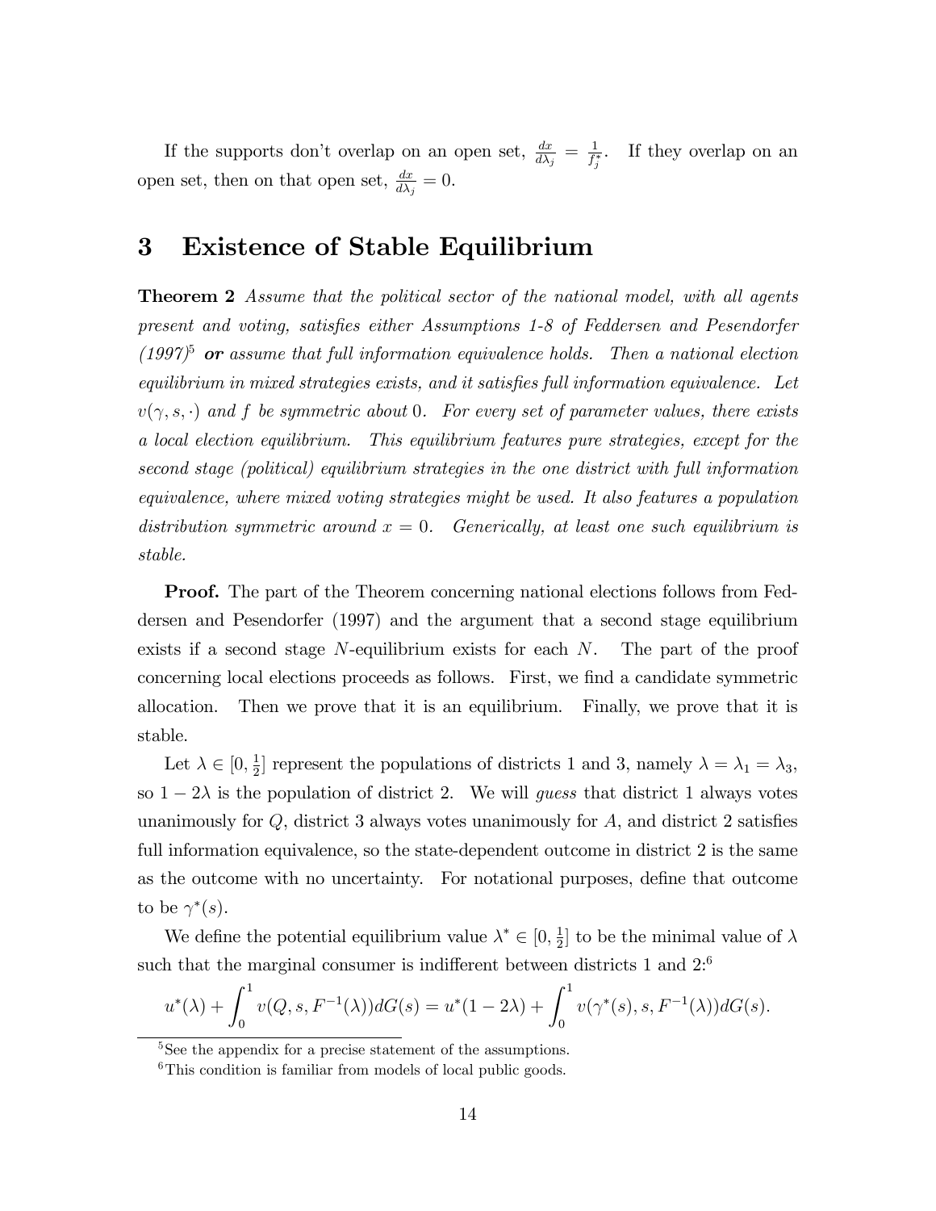If the supports don't overlap on an open set, $\frac{dx}{d\lambda_j} = \frac{1}{f_j^*}$. If they overlap on an open set, then on that open set, $\frac{dx}{d\lambda_j} = 0$.

# 3 Existence of Stable Equilibrium

**Theorem 2** *Assume that the political sector of the national model, with all agents present and voting, satisfies either Assumptions 1-8 of Feddersen and Pesendorfer (1997)*[5] ***or*** *assume that full information equivalence holds. Then a national election equilibrium in mixed strategies exists, and it satisfies full information equivalence. Let $v(\gamma, s, \cdot)$ and $f$ be symmetric about 0. For every set of parameter values, there exists a local election equilibrium. This equilibrium features pure strategies, except for the second stage (political) equilibrium strategies in the one district with full information equivalence, where mixed voting strategies might be used. It also features a population distribution symmetric around $x = 0$. Generically, at least one such equilibrium is stable.*

**Proof.** The part of the Theorem concerning national elections follows from Feddersen and Pesendorfer (1997) and the argument that a second stage equilibrium exists if a second stage $N$-equilibrium exists for each $N$. The part of the proof concerning local elections proceeds as follows. First, we find a candidate symmetric allocation. Then we prove that it is an equilibrium. Finally, we prove that it is stable.

Let $\lambda \in [0, \frac{1}{2}]$ represent the populations of districts 1 and 3, namely $\lambda = \lambda_1 = \lambda_3$, so $1 - 2\lambda$ is the population of district 2. We will *guess* that district 1 always votes unanimously for $Q$, district 3 always votes unanimously for $A$, and district 2 satisfies full information equivalence, so the state-dependent outcome in district 2 is the same as the outcome with no uncertainty. For notational purposes, define that outcome to be $\gamma^*(s)$.

We define the potential equilibrium value $\lambda^* \in [0, \frac{1}{2}]$ to be the minimal value of $\lambda$ such that the marginal consumer is indifferent between districts 1 and 2:[6]

$$u^*(\lambda) + \int_0^1 v(Q, s, F^{-1}(\lambda))dG(s) = u^*(1 - 2\lambda) + \int_0^1 v(\gamma^*(s), s, F^{-1}(\lambda))dG(s).$$

[5] See the appendix for a precise statement of the assumptions.

[6] This condition is familiar from models of local public goods.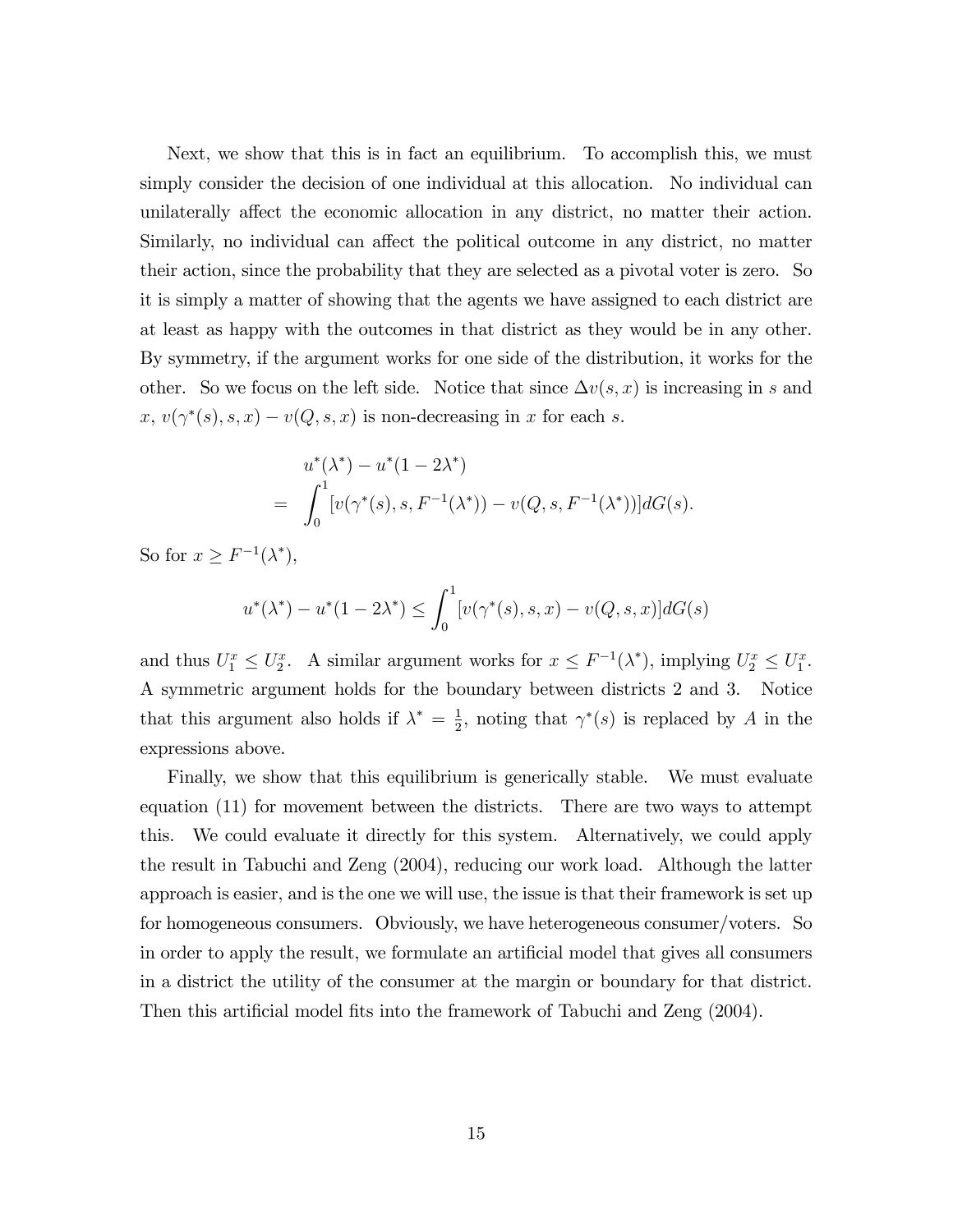Next, we show that this is in fact an equilibrium. To accomplish this, we must simply consider the decision of one individual at this allocation. No individual can unilaterally affect the economic allocation in any district, no matter their action. Similarly, no individual can affect the political outcome in any district, no matter their action, since the probability that they are selected as a pivotal voter is zero. So it is simply a matter of showing that the agents we have assigned to each district are at least as happy with the outcomes in that district as they would be in any other. By symmetry, if the argument works for one side of the distribution, it works for the other. So we focus on the left side. Notice that since $\Delta v(s,x)$ is increasing in $s$ and $x$, $v(\gamma^*(s), s, x) - v(Q, s, x)$ is non-decreasing in $x$ for each $s$.

$$
\begin{aligned}
& u^*(\lambda^*) - u^*(1-2\lambda^*) \\
= & \int_0^1 [v(\gamma^*(s), s, F^{-1}(\lambda^*)) - v(Q, s, F^{-1}(\lambda^*))] dG(s).
\end{aligned}
$$

So for $x \geq F^{-1}(\lambda^*)$,

$$
u^*(\lambda^*) - u^*(1-2\lambda^*) \leq \int_0^1 [v(\gamma^*(s), s, x) - v(Q, s, x)] dG(s)
$$

and thus $U_1^x \leq U_2^x$. A similar argument works for $x \leq F^{-1}(\lambda^*)$, implying $U_2^x \leq U_1^x$. A symmetric argument holds for the boundary between districts 2 and 3. Notice that this argument also holds if $\lambda^* = \frac{1}{2}$, noting that $\gamma^*(s)$ is replaced by $A$ in the expressions above.

Finally, we show that this equilibrium is generically stable. We must evaluate equation (11) for movement between the districts. There are two ways to attempt this. We could evaluate it directly for this system. Alternatively, we could apply the result in Tabuchi and Zeng (2004), reducing our work load. Although the latter approach is easier, and is the one we will use, the issue is that their framework is set up for homogeneous consumers. Obviously, we have heterogeneous consumer/voters. So in order to apply the result, we formulate an artificial model that gives all consumers in a district the utility of the consumer at the margin or boundary for that district. Then this artificial model fits into the framework of Tabuchi and Zeng (2004).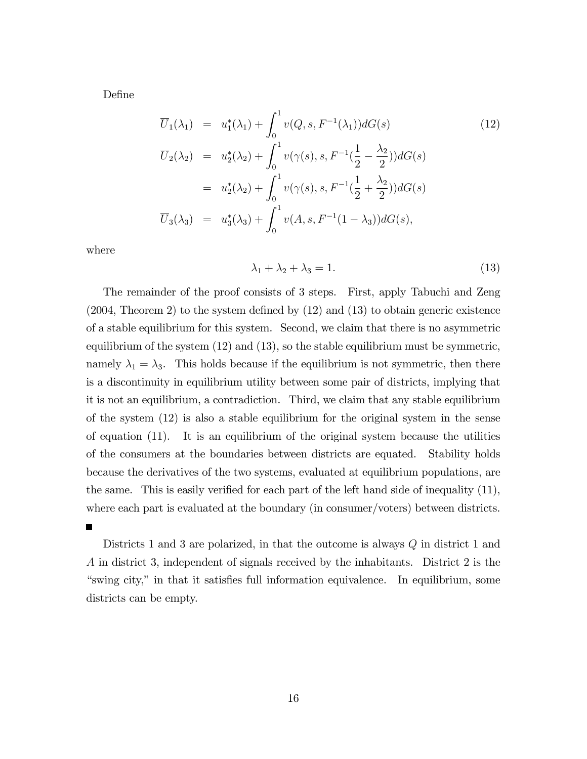Define

$$
\begin{aligned}
\overline{U}_1(\lambda_1) &= u_1^*(\lambda_1) + \int_0^1 v(Q, s, F^{-1}(\lambda_1))dG(s) \qquad (12) \\
\overline{U}_2(\lambda_2) &= u_2^*(\lambda_2) + \int_0^1 v(\gamma(s), s, F^{-1}(\frac{1}{2} - \frac{\lambda_2}{2}))dG(s) \\
&= u_2^*(\lambda_2) + \int_0^1 v(\gamma(s), s, F^{-1}(\frac{1}{2} + \frac{\lambda_2}{2}))dG(s) \\
\overline{U}_3(\lambda_3) &= u_3^*(\lambda_3) + \int_0^1 v(A, s, F^{-1}(1 - \lambda_3))dG(s),
\end{aligned}
$$

where

$$
\lambda_1 + \lambda_2 + \lambda_3 = 1. \qquad (13)
$$

The remainder of the proof consists of 3 steps. First, apply Tabuchi and Zeng (2004, Theorem 2) to the system defined by (12) and (13) to obtain generic existence of a stable equilibrium for this system. Second, we claim that there is no asymmetric equilibrium of the system (12) and (13), so the stable equilibrium must be symmetric, namely $\lambda_1 = \lambda_3$. This holds because if the equilibrium is not symmetric, then there is a discontinuity in equilibrium utility between some pair of districts, implying that it is not an equilibrium, a contradiction. Third, we claim that any stable equilibrium of the system (12) is also a stable equilibrium for the original system in the sense of equation (11). It is an equilibrium of the original system because the utilities of the consumers at the boundaries between districts are equated. Stability holds because the derivatives of the two systems, evaluated at equilibrium populations, are the same. This is easily verified for each part of the left hand side of inequality (11), where each part is evaluated at the boundary (in consumer/voters) between districts. ■

Districts 1 and 3 are polarized, in that the outcome is always $Q$ in district 1 and $A$ in district 3, independent of signals received by the inhabitants. District 2 is the "swing city," in that it satisfies full information equivalence. In equilibrium, some districts can be empty.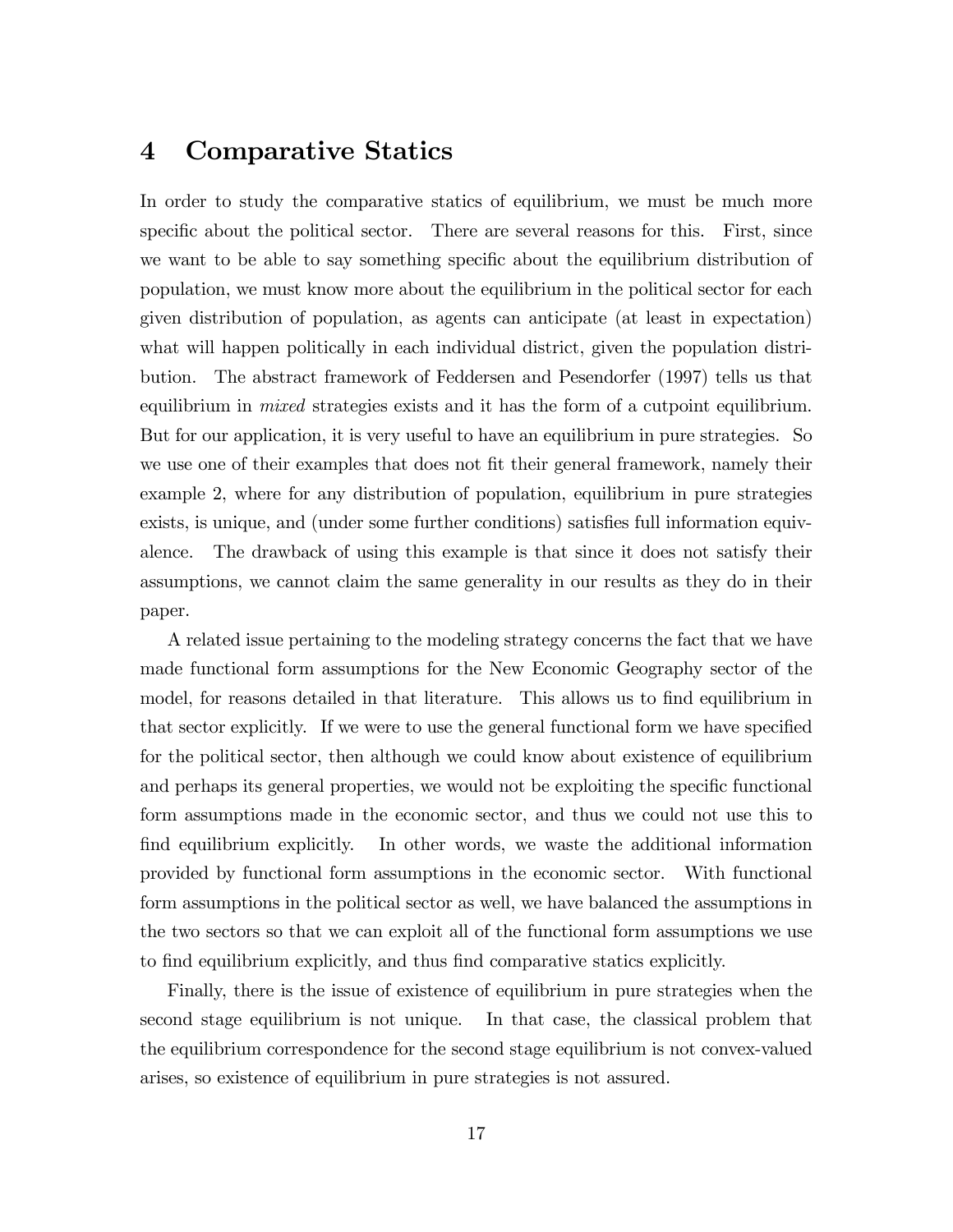# 4 Comparative Statics

In order to study the comparative statics of equilibrium, we must be much more specific about the political sector. There are several reasons for this. First, since we want to be able to say something specific about the equilibrium distribution of population, we must know more about the equilibrium in the political sector for each given distribution of population, as agents can anticipate (at least in expectation) what will happen politically in each individual district, given the population distribution. The abstract framework of Feddersen and Pesendorfer (1997) tells us that equilibrium in *mixed* strategies exists and it has the form of a cutpoint equilibrium. But for our application, it is very useful to have an equilibrium in pure strategies. So we use one of their examples that does not fit their general framework, namely their example 2, where for any distribution of population, equilibrium in pure strategies exists, is unique, and (under some further conditions) satisfies full information equivalence. The drawback of using this example is that since it does not satisfy their assumptions, we cannot claim the same generality in our results as they do in their paper.

A related issue pertaining to the modeling strategy concerns the fact that we have made functional form assumptions for the New Economic Geography sector of the model, for reasons detailed in that literature. This allows us to find equilibrium in that sector explicitly. If we were to use the general functional form we have specified for the political sector, then although we could know about existence of equilibrium and perhaps its general properties, we would not be exploiting the specific functional form assumptions made in the economic sector, and thus we could not use this to find equilibrium explicitly. In other words, we waste the additional information provided by functional form assumptions in the economic sector. With functional form assumptions in the political sector as well, we have balanced the assumptions in the two sectors so that we can exploit all of the functional form assumptions we use to find equilibrium explicitly, and thus find comparative statics explicitly.

Finally, there is the issue of existence of equilibrium in pure strategies when the second stage equilibrium is not unique. In that case, the classical problem that the equilibrium correspondence for the second stage equilibrium is not convex-valued arises, so existence of equilibrium in pure strategies is not assured.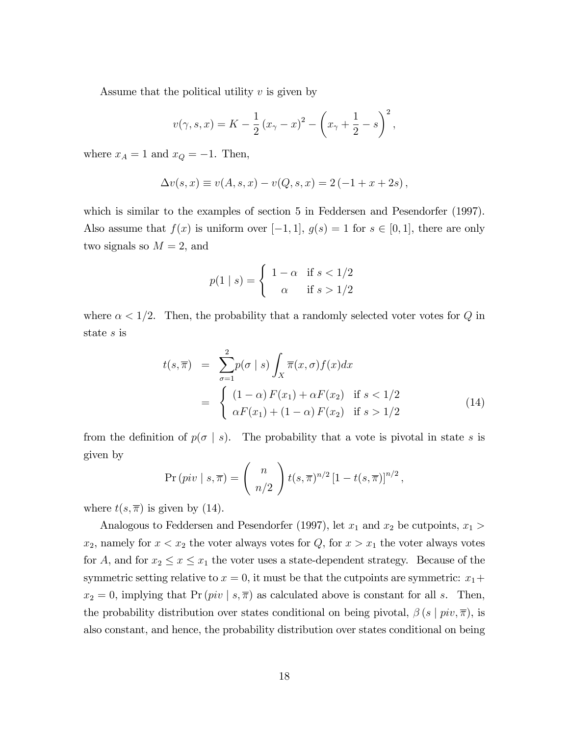Assume that the political utility $v$ is given by

$$v(\gamma, s, x) = K - \frac{1}{2}(x_\gamma - x)^2 - \left(x_\gamma + \frac{1}{2} - s\right)^2,$$

where $x_A = 1$ and $x_Q = -1$. Then,

$$\Delta v(s, x) \equiv v(A, s, x) - v(Q, s, x) = 2(-1 + x + 2s),$$

which is similar to the examples of section 5 in Feddersen and Pesendorfer (1997). Also assume that $f(x)$ is uniform over $[-1, 1]$, $g(s) = 1$ for $s \in [0, 1]$, there are only two signals so $M = 2$, and

$$p(1 \mid s) = \begin{cases} 1 - \alpha & \text{if } s < 1/2 \\ \alpha & \text{if } s > 1/2 \end{cases}$$

where $\alpha < 1/2$. Then, the probability that a randomly selected voter votes for $Q$ in state $s$ is

$$\begin{aligned} t(s, \overline{\pi}) &= \sum_{\sigma=1}^{2} p(\sigma \mid s) \int_X \overline{\pi}(x, \sigma) f(x) dx \\ &= \begin{cases} (1-\alpha) F(x_1) + \alpha F(x_2) & \text{if } s < 1/2 \\ \alpha F(x_1) + (1-\alpha) F(x_2) & \text{if } s > 1/2 \end{cases} \end{aligned} \tag{14}$$

from the definition of $p(\sigma \mid s)$. The probability that a vote is pivotal in state $s$ is given by

$$\Pr(piv \mid s, \overline{\pi}) = \binom{n}{n/2} t(s, \overline{\pi})^{n/2} \left[1 - t(s, \overline{\pi})\right]^{n/2},$$

where $t(s, \overline{\pi})$ is given by (14).

Analogous to Feddersen and Pesendorfer (1997), let $x_1$ and $x_2$ be cutpoints, $x_1 > x_2$, namely for $x < x_2$ the voter always votes for $Q$, for $x > x_1$ the voter always votes for $A$, and for $x_2 \leq x \leq x_1$ the voter uses a state-dependent strategy. Because of the symmetric setting relative to $x = 0$, it must be that the cutpoints are symmetric: $x_1 + x_2 = 0$, implying that $\Pr(piv \mid s, \overline{\pi})$ as calculated above is constant for all $s$. Then, the probability distribution over states conditional on being pivotal, $\beta(s \mid piv, \overline{\pi})$, is also constant, and hence, the probability distribution over states conditional on being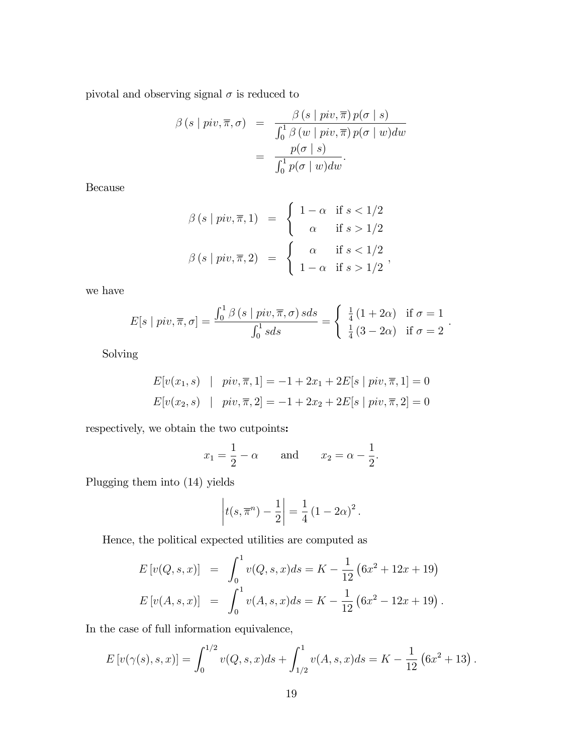pivotal and observing signal $\sigma$ is reduced to

$$
\begin{aligned}
\beta\left(s \mid piv, \overline{\pi}, \sigma\right) &= \frac{\beta\left(s \mid piv, \overline{\pi}\right) p(\sigma \mid s)}{\int_0^1 \beta\left(w \mid piv, \overline{\pi}\right) p(\sigma \mid w) dw} \\
&= \frac{p(\sigma \mid s)}{\int_0^1 p(\sigma \mid w) dw}.
\end{aligned}
$$

Because

$$
\begin{aligned}
\beta\left(s \mid piv, \overline{\pi}, 1\right) &= \begin{cases} 1-\alpha & \text{if } s < 1/2 \\ \alpha & \text{if } s > 1/2 \end{cases} \\
\beta\left(s \mid piv, \overline{\pi}, 2\right) &= \begin{cases} \alpha & \text{if } s < 1/2 \\ 1-\alpha & \text{if } s > 1/2 \end{cases},
\end{aligned}
$$

we have

$$
E[s \mid piv, \overline{\pi}, \sigma] = \frac{\int_0^1 \beta\left(s \mid piv, \overline{\pi}, \sigma\right) s ds}{\int_0^1 s ds} = \begin{cases} \frac{1}{4}(1+2\alpha) & \text{if } \sigma = 1 \\ \frac{1}{4}(3-2\alpha) & \text{if } \sigma = 2 \end{cases}.
$$

Solving

$$
\begin{aligned}
E[v(x_1, s) \quad &| \quad piv, \overline{\pi}, 1] = -1 + 2x_1 + 2E[s \mid piv, \overline{\pi}, 1] = 0 \\
E[v(x_2, s) \quad &| \quad piv, \overline{\pi}, 2] = -1 + 2x_2 + 2E[s \mid piv, \overline{\pi}, 2] = 0
\end{aligned}
$$

respectively, we obtain the two cutpoints**:**

$$
x_1 = \frac{1}{2} - \alpha \qquad \text{and} \qquad x_2 = \alpha - \frac{1}{2}.
$$

Plugging them into (14) yields

$$
\left| t(s, \overline{\pi}^n) - \frac{1}{2} \right| = \frac{1}{4}\left(1 - 2\alpha\right)^2.
$$

Hence, the political expected utilities are computed as

$$
\begin{aligned}
E\left[v(Q, s, x)\right] &= \int_0^1 v(Q, s, x) ds = K - \frac{1}{12}\left(6x^2 + 12x + 19\right) \\
E\left[v(A, s, x)\right] &= \int_0^1 v(A, s, x) ds = K - \frac{1}{12}\left(6x^2 - 12x + 19\right).
\end{aligned}
$$

In the case of full information equivalence,

$$
E\left[v(\gamma(s), s, x)\right] = \int_0^{1/2} v(Q, s, x) ds + \int_{1/2}^1 v(A, s, x) ds = K - \frac{1}{12}\left(6x^2 + 13\right).
$$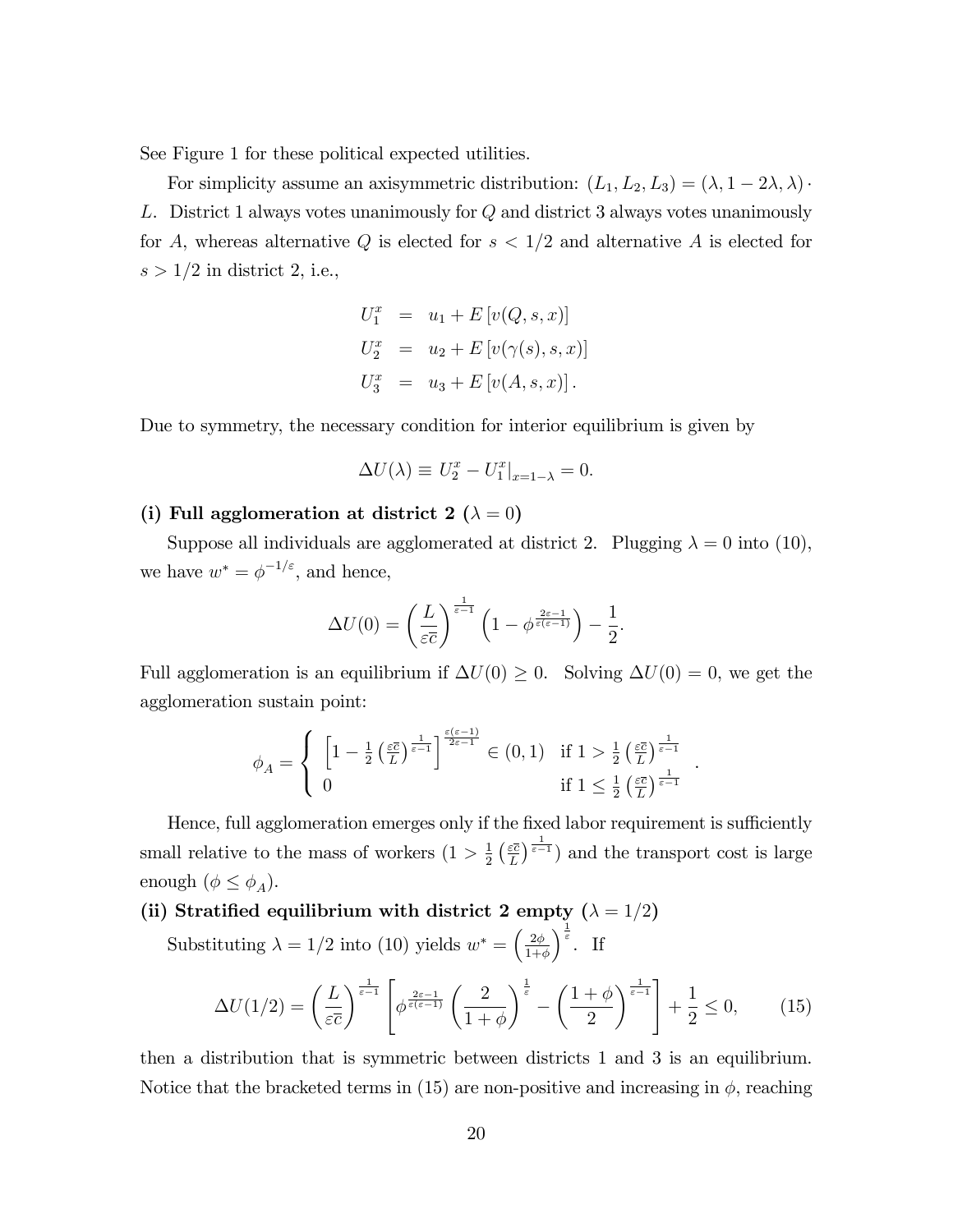See Figure 1 for these political expected utilities.

For simplicity assume an axisymmetric distribution: $(L_1, L_2, L_3) = (\lambda, 1-2\lambda, \lambda) \cdot L$. District 1 always votes unanimously for $Q$ and district 3 always votes unanimously for $A$, whereas alternative $Q$ is elected for $s < 1/2$ and alternative $A$ is elected for $s > 1/2$ in district 2, i.e.,

$$
\begin{aligned}
U_1^x &= u_1 + E\left[v(Q, s, x)\right] \\
U_2^x &= u_2 + E\left[v(\gamma(s), s, x)\right] \\
U_3^x &= u_3 + E\left[v(A, s, x)\right].
\end{aligned}
$$

Due to symmetry, the necessary condition for interior equilibrium is given by

$$
\Delta U(\lambda) \equiv U_2^x - U_1^x|_{x=1-\lambda} = 0.
$$

**(i) Full agglomeration at district 2 ($\lambda = 0$)**

Suppose all individuals are agglomerated at district 2. Plugging $\lambda = 0$ into (10), we have $w^* = \phi^{-1/\varepsilon}$, and hence,

$$
\Delta U(0) = \left(\frac{L}{\varepsilon \overline{c}}\right)^{\frac{1}{\varepsilon-1}} \left(1 - \phi^{\frac{2\varepsilon-1}{\varepsilon(\varepsilon-1)}}\right) - \frac{1}{2}.
$$

Full agglomeration is an equilibrium if $\Delta U(0) \geq 0$. Solving $\Delta U(0) = 0$, we get the agglomeration sustain point:

$$
\phi_A = \begin{cases} \left[1 - \frac{1}{2}\left(\frac{\varepsilon \overline{c}}{L}\right)^{\frac{1}{\varepsilon-1}}\right]^{\frac{\varepsilon(\varepsilon-1)}{2\varepsilon-1}} \in (0,1) & \text{if } 1 > \frac{1}{2}\left(\frac{\varepsilon \overline{c}}{L}\right)^{\frac{1}{\varepsilon-1}} \\ 0 & \text{if } 1 \leq \frac{1}{2}\left(\frac{\varepsilon \overline{c}}{L}\right)^{\frac{1}{\varepsilon-1}} \end{cases}.
$$

Hence, full agglomeration emerges only if the fixed labor requirement is sufficiently small relative to the mass of workers ($1 > \frac{1}{2}\left(\frac{\varepsilon \overline{c}}{L}\right)^{\frac{1}{\varepsilon-1}}$) and the transport cost is large enough ($\phi \leq \phi_A$).

**(ii) Stratified equilibrium with district 2 empty ($\lambda = 1/2$)**

Substituting $\lambda = 1/2$ into (10) yields $w^* = \left(\frac{2\phi}{1+\phi}\right)^{\frac{1}{\varepsilon}}$. If

$$
\Delta U(1/2) = \left(\frac{L}{\varepsilon \overline{c}}\right)^{\frac{1}{\varepsilon-1}} \left[\phi^{\frac{2\varepsilon-1}{\varepsilon(\varepsilon-1)}} \left(\frac{2}{1+\phi}\right)^{\frac{1}{\varepsilon}} - \left(\frac{1+\phi}{2}\right)^{\frac{1}{\varepsilon-1}}\right] + \frac{1}{2} \leq 0, \tag{15}
$$

then a distribution that is symmetric between districts 1 and 3 is an equilibrium. Notice that the bracketed terms in (15) are non-positive and increasing in $\phi$, reaching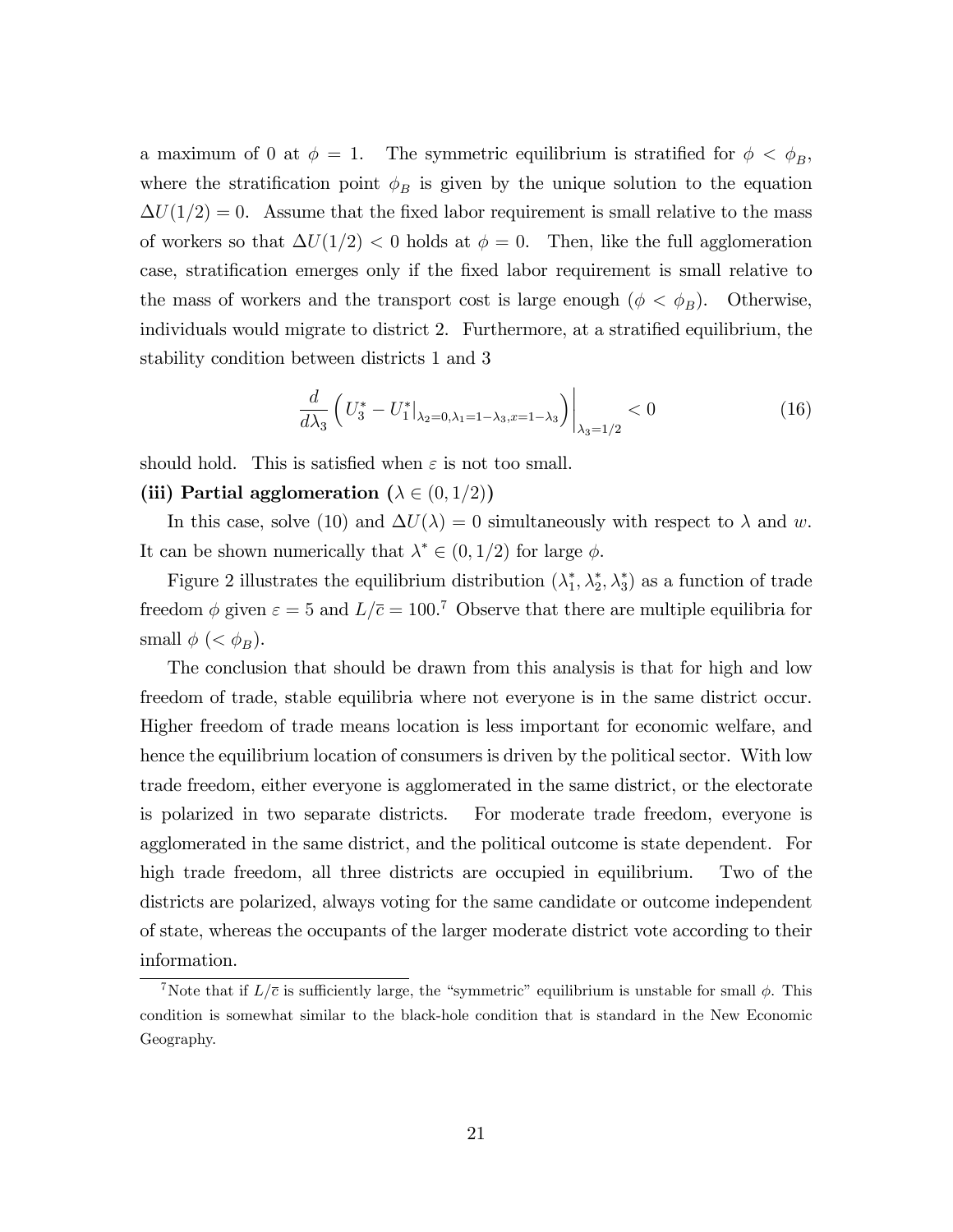a maximum of 0 at $\phi = 1$. The symmetric equilibrium is stratified for $\phi < \phi_B$, where the stratification point $\phi_B$ is given by the unique solution to the equation $\Delta U(1/2) = 0$. Assume that the fixed labor requirement is small relative to the mass of workers so that $\Delta U(1/2) < 0$ holds at $\phi = 0$. Then, like the full agglomeration case, stratification emerges only if the fixed labor requirement is small relative to the mass of workers and the transport cost is large enough ($\phi < \phi_B$). Otherwise, individuals would migrate to district 2. Furthermore, at a stratified equilibrium, the stability condition between districts 1 and 3

$$\left. \frac{d}{d\lambda_3} \left( U_3^* - U_1^*|_{\lambda_2=0, \lambda_1=1-\lambda_3, x=1-\lambda_3} \right) \right|_{\lambda_3=1/2} < 0 \tag{16}$$

should hold. This is satisfied when $\varepsilon$ is not too small.

**(iii) Partial agglomeration ($\lambda \in (0, 1/2)$)**

In this case, solve (10) and $\Delta U(\lambda) = 0$ simultaneously with respect to $\lambda$ and $w$. It can be shown numerically that $\lambda^* \in (0, 1/2)$ for large $\phi$.

Figure 2 illustrates the equilibrium distribution $(\lambda_1^*, \lambda_2^*, \lambda_3^*)$ as a function of trade freedom $\phi$ given $\varepsilon = 5$ and $L/\bar{c} = 100$.[7] Observe that there are multiple equilibria for small $\phi$ ($< \phi_B$).

The conclusion that should be drawn from this analysis is that for high and low freedom of trade, stable equilibria where not everyone is in the same district occur. Higher freedom of trade means location is less important for economic welfare, and hence the equilibrium location of consumers is driven by the political sector. With low trade freedom, either everyone is agglomerated in the same district, or the electorate is polarized in two separate districts. For moderate trade freedom, everyone is agglomerated in the same district, and the political outcome is state dependent. For high trade freedom, all three districts are occupied in equilibrium. Two of the districts are polarized, always voting for the same candidate or outcome independent of state, whereas the occupants of the larger moderate district vote according to their information.

[7] Note that if $L/\bar{c}$ is sufficiently large, the "symmetric" equilibrium is unstable for small $\phi$. This condition is somewhat similar to the black-hole condition that is standard in the New Economic Geography.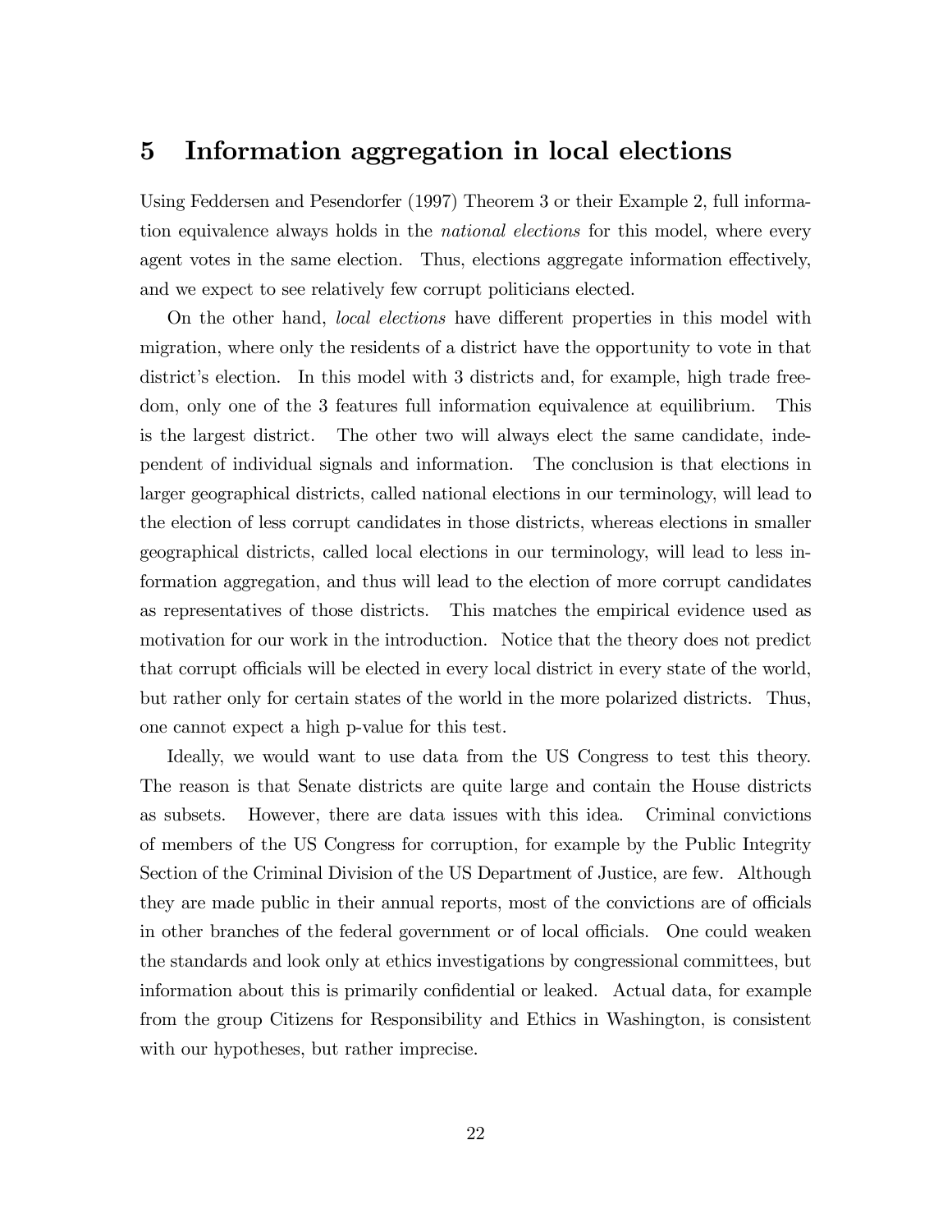## 5 Information aggregation in local elections

Using Feddersen and Pesendorfer (1997) Theorem 3 or their Example 2, full information equivalence always holds in the *national elections* for this model, where every agent votes in the same election. Thus, elections aggregate information effectively, and we expect to see relatively few corrupt politicians elected.

On the other hand, *local elections* have different properties in this model with migration, where only the residents of a district have the opportunity to vote in that district's election. In this model with 3 districts and, for example, high trade freedom, only one of the 3 features full information equivalence at equilibrium. This is the largest district. The other two will always elect the same candidate, independent of individual signals and information. The conclusion is that elections in larger geographical districts, called national elections in our terminology, will lead to the election of less corrupt candidates in those districts, whereas elections in smaller geographical districts, called local elections in our terminology, will lead to less information aggregation, and thus will lead to the election of more corrupt candidates as representatives of those districts. This matches the empirical evidence used as motivation for our work in the introduction. Notice that the theory does not predict that corrupt officials will be elected in every local district in every state of the world, but rather only for certain states of the world in the more polarized districts. Thus, one cannot expect a high p-value for this test.

Ideally, we would want to use data from the US Congress to test this theory. The reason is that Senate districts are quite large and contain the House districts as subsets. However, there are data issues with this idea. Criminal convictions of members of the US Congress for corruption, for example by the Public Integrity Section of the Criminal Division of the US Department of Justice, are few. Although they are made public in their annual reports, most of the convictions are of officials in other branches of the federal government or of local officials. One could weaken the standards and look only at ethics investigations by congressional committees, but information about this is primarily confidential or leaked. Actual data, for example from the group Citizens for Responsibility and Ethics in Washington, is consistent with our hypotheses, but rather imprecise.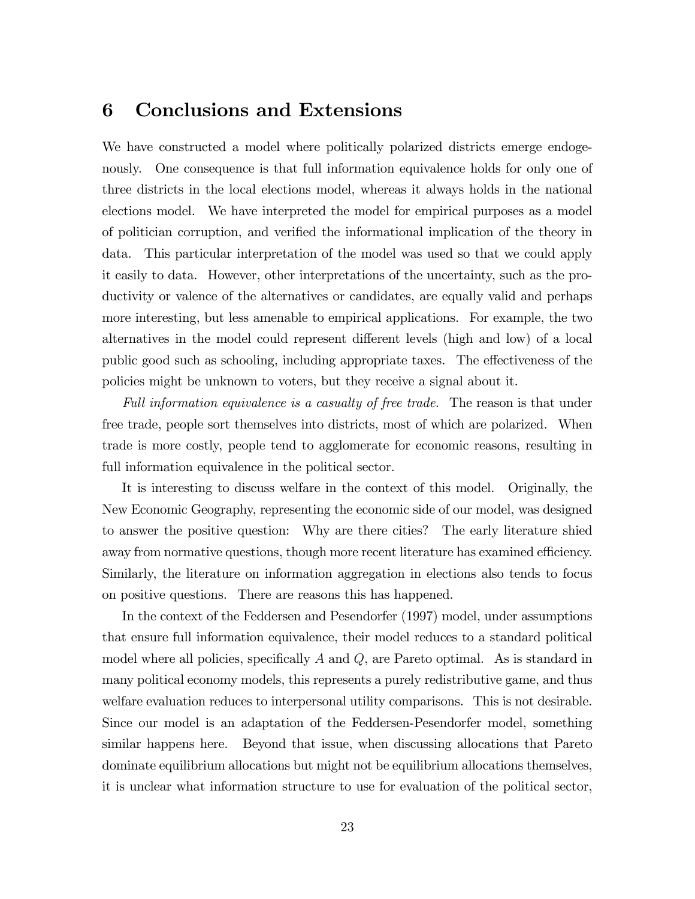# 6 Conclusions and Extensions

We have constructed a model where politically polarized districts emerge endogenously. One consequence is that full information equivalence holds for only one of three districts in the local elections model, whereas it always holds in the national elections model. We have interpreted the model for empirical purposes as a model of politician corruption, and verified the informational implication of the theory in data. This particular interpretation of the model was used so that we could apply it easily to data. However, other interpretations of the uncertainty, such as the productivity or valence of the alternatives or candidates, are equally valid and perhaps more interesting, but less amenable to empirical applications. For example, the two alternatives in the model could represent different levels (high and low) of a local public good such as schooling, including appropriate taxes. The effectiveness of the policies might be unknown to voters, but they receive a signal about it.

*Full information equivalence is a casualty of free trade.* The reason is that under free trade, people sort themselves into districts, most of which are polarized. When trade is more costly, people tend to agglomerate for economic reasons, resulting in full information equivalence in the political sector.

It is interesting to discuss welfare in the context of this model. Originally, the New Economic Geography, representing the economic side of our model, was designed to answer the positive question: Why are there cities? The early literature shied away from normative questions, though more recent literature has examined efficiency. Similarly, the literature on information aggregation in elections also tends to focus on positive questions. There are reasons this has happened.

In the context of the Feddersen and Pesendorfer (1997) model, under assumptions that ensure full information equivalence, their model reduces to a standard political model where all policies, specifically $A$ and $Q$, are Pareto optimal. As is standard in many political economy models, this represents a purely redistributive game, and thus welfare evaluation reduces to interpersonal utility comparisons. This is not desirable. Since our model is an adaptation of the Feddersen-Pesendorfer model, something similar happens here. Beyond that issue, when discussing allocations that Pareto dominate equilibrium allocations but might not be equilibrium allocations themselves, it is unclear what information structure to use for evaluation of the political sector,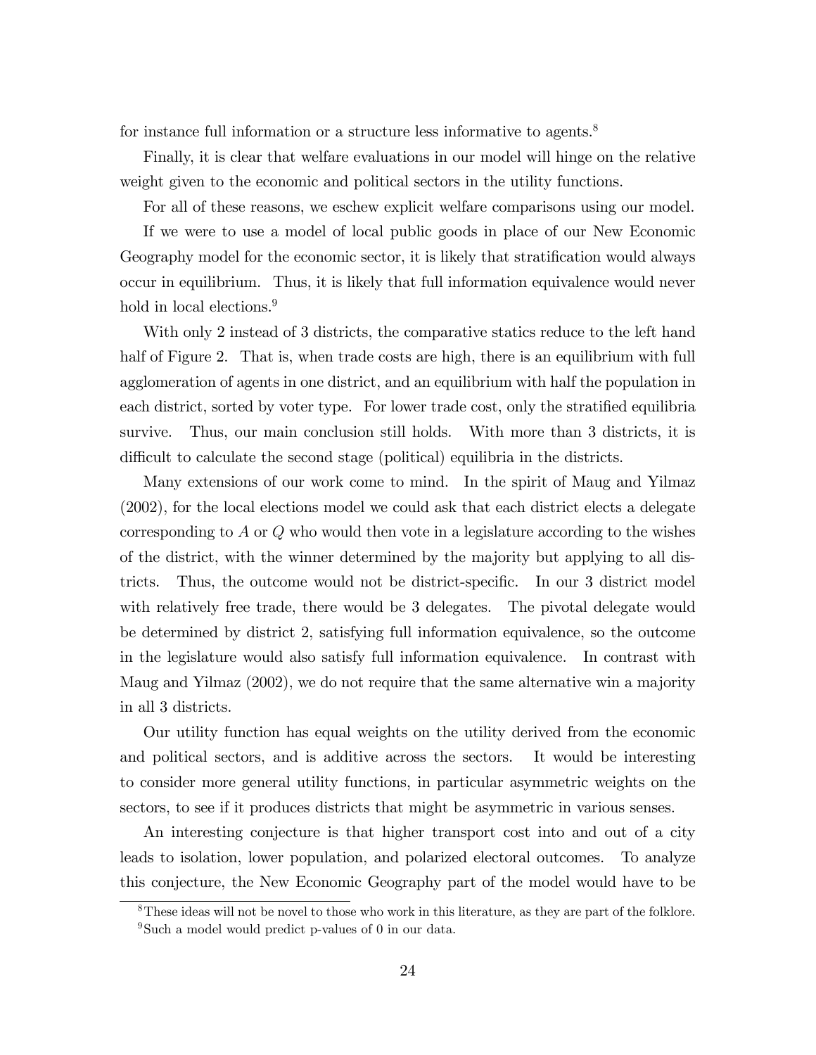for instance full information or a structure less informative to agents.[8]

Finally, it is clear that welfare evaluations in our model will hinge on the relative weight given to the economic and political sectors in the utility functions.

For all of these reasons, we eschew explicit welfare comparisons using our model.

If we were to use a model of local public goods in place of our New Economic Geography model for the economic sector, it is likely that stratification would always occur in equilibrium. Thus, it is likely that full information equivalence would never hold in local elections.[9]

With only 2 instead of 3 districts, the comparative statics reduce to the left hand half of Figure 2. That is, when trade costs are high, there is an equilibrium with full agglomeration of agents in one district, and an equilibrium with half the population in each district, sorted by voter type. For lower trade cost, only the stratified equilibria survive. Thus, our main conclusion still holds. With more than 3 districts, it is difficult to calculate the second stage (political) equilibria in the districts.

Many extensions of our work come to mind. In the spirit of Maug and Yilmaz (2002), for the local elections model we could ask that each district elects a delegate corresponding to $A$ or $Q$ who would then vote in a legislature according to the wishes of the district, with the winner determined by the majority but applying to all districts. Thus, the outcome would not be district-specific. In our 3 district model with relatively free trade, there would be 3 delegates. The pivotal delegate would be determined by district 2, satisfying full information equivalence, so the outcome in the legislature would also satisfy full information equivalence. In contrast with Maug and Yilmaz (2002), we do not require that the same alternative win a majority in all 3 districts.

Our utility function has equal weights on the utility derived from the economic and political sectors, and is additive across the sectors. It would be interesting to consider more general utility functions, in particular asymmetric weights on the sectors, to see if it produces districts that might be asymmetric in various senses.

An interesting conjecture is that higher transport cost into and out of a city leads to isolation, lower population, and polarized electoral outcomes. To analyze this conjecture, the New Economic Geography part of the model would have to be

[8] These ideas will not be novel to those who work in this literature, as they are part of the folklore.

[9] Such a model would predict p-values of 0 in our data.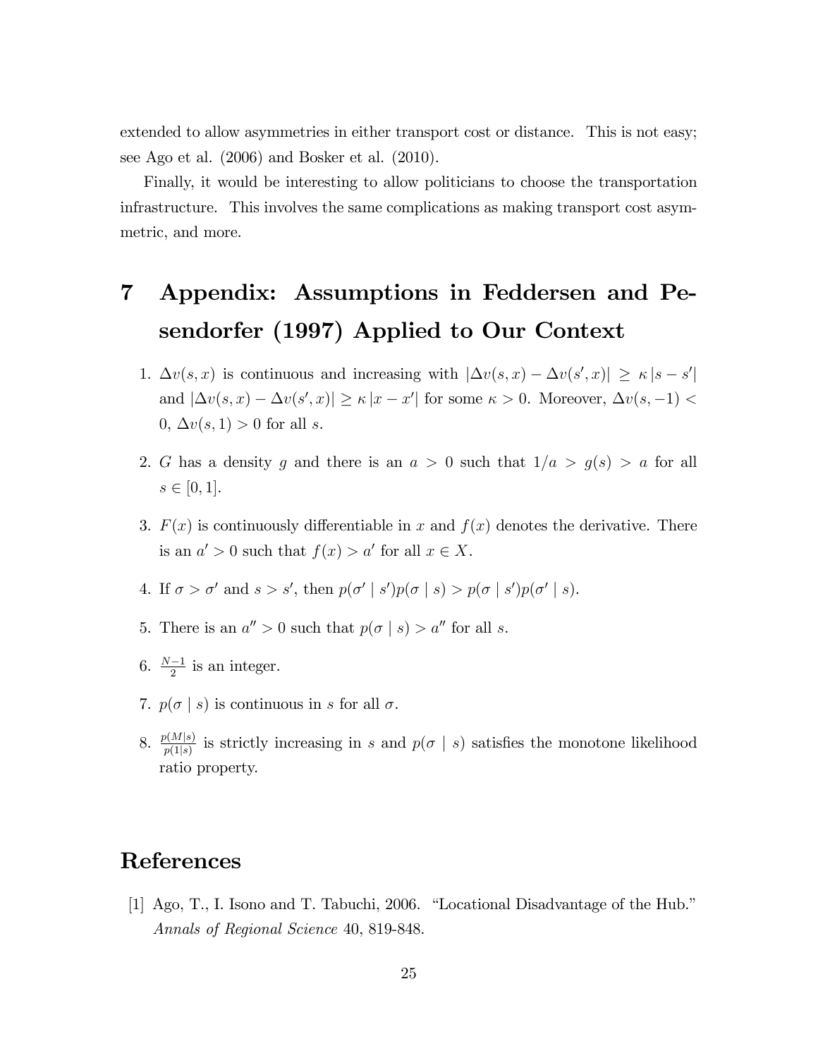extended to allow asymmetries in either transport cost or distance. This is not easy; see Ago et al. (2006) and Bosker et al. (2010).

Finally, it would be interesting to allow politicians to choose the transportation infrastructure. This involves the same complications as making transport cost asymmetric, and more.

# 7 Appendix: Assumptions in Feddersen and Pesendorfer (1997) Applied to Our Context

1. $\Delta v(s,x)$ is continuous and increasing with $|\Delta v(s,x) - \Delta v(s',x)| \geq \kappa |s - s'|$ and $|\Delta v(s,x) - \Delta v(s',x)| \geq \kappa |x - x'|$ for some $\kappa > 0$. Moreover, $\Delta v(s,-1) < 0$, $\Delta v(s,1) > 0$ for all $s$.

2. $G$ has a density $g$ and there is an $a > 0$ such that $1/a > g(s) > a$ for all $s \in [0,1]$.

3. $F(x)$ is continuously differentiable in $x$ and $f(x)$ denotes the derivative. There is an $a' > 0$ such that $f(x) > a'$ for all $x \in X$.

4. If $\sigma > \sigma'$ and $s > s'$, then $p(\sigma' \mid s')p(\sigma \mid s) > p(\sigma \mid s')p(\sigma' \mid s)$.

5. There is an $a'' > 0$ such that $p(\sigma \mid s) > a''$ for all $s$.

6. $\frac{N-1}{2}$ is an integer.

7. $p(\sigma \mid s)$ is continuous in $s$ for all $\sigma$.

8. $\frac{p(M|s)}{p(1|s)}$ is strictly increasing in $s$ and $p(\sigma \mid s)$ satisfies the monotone likelihood ratio property.

# References

[1] Ago, T., I. Isono and T. Tabuchi, 2006. "Locational Disadvantage of the Hub." *Annals of Regional Science* 40, 819-848.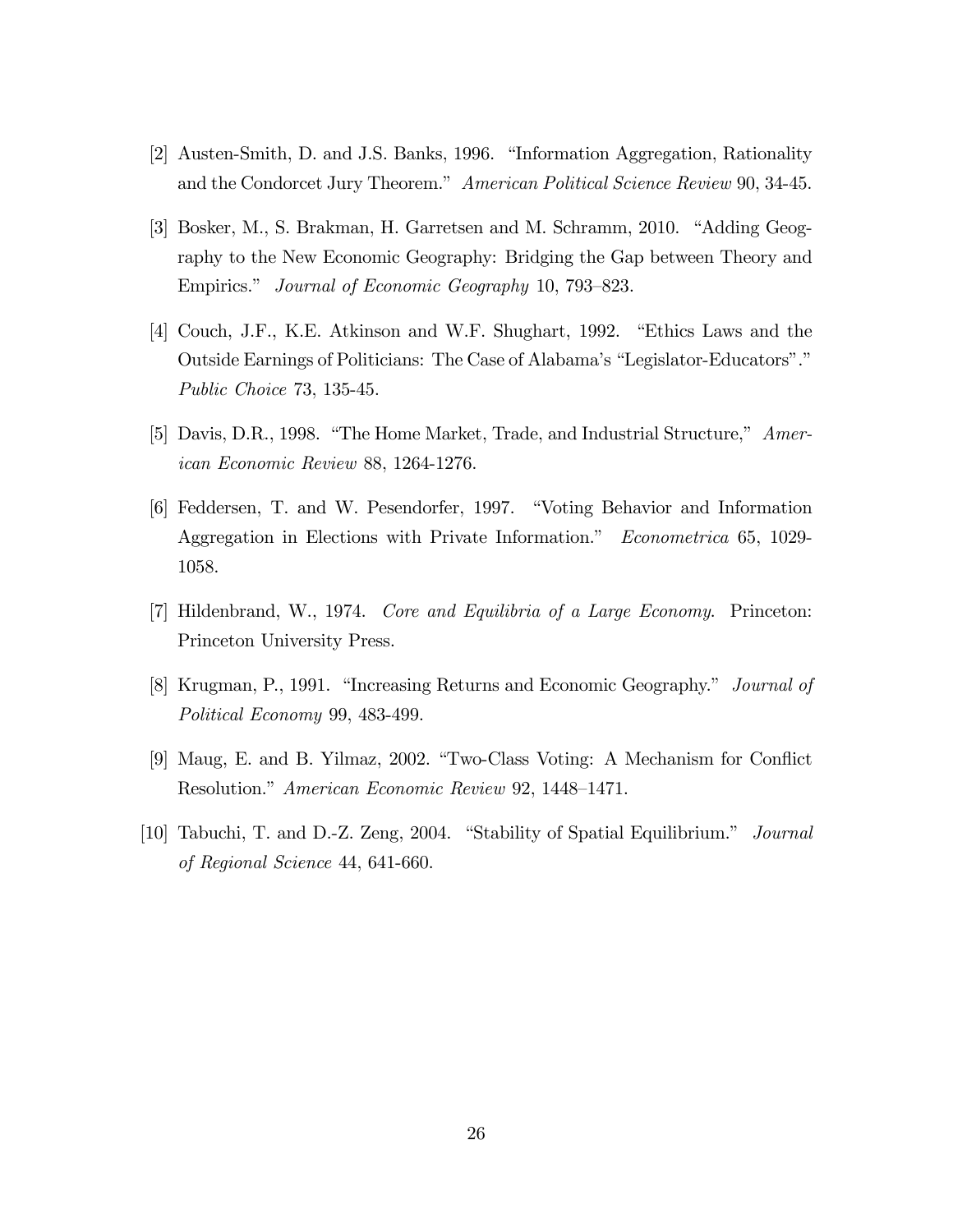[2] Austen-Smith, D. and J.S. Banks, 1996. "Information Aggregation, Rationality and the Condorcet Jury Theorem." *American Political Science Review* 90, 34-45.

[3] Bosker, M., S. Brakman, H. Garretsen and M. Schramm, 2010. "Adding Geography to the New Economic Geography: Bridging the Gap between Theory and Empirics." *Journal of Economic Geography* 10, 793–823.

[4] Couch, J.F., K.E. Atkinson and W.F. Shughart, 1992. "Ethics Laws and the Outside Earnings of Politicians: The Case of Alabama's "Legislator-Educators"." *Public Choice* 73, 135-45.

[5] Davis, D.R., 1998. "The Home Market, Trade, and Industrial Structure," *American Economic Review* 88, 1264-1276.

[6] Feddersen, T. and W. Pesendorfer, 1997. "Voting Behavior and Information Aggregation in Elections with Private Information." *Econometrica* 65, 1029-1058.

[7] Hildenbrand, W., 1974. *Core and Equilibria of a Large Economy.* Princeton: Princeton University Press.

[8] Krugman, P., 1991. "Increasing Returns and Economic Geography." *Journal of Political Economy* 99, 483-499.

[9] Maug, E. and B. Yilmaz, 2002. "Two-Class Voting: A Mechanism for Conflict Resolution." *American Economic Review* 92, 1448–1471.

[10] Tabuchi, T. and D.-Z. Zeng, 2004. "Stability of Spatial Equilibrium." *Journal of Regional Science* 44, 641-660.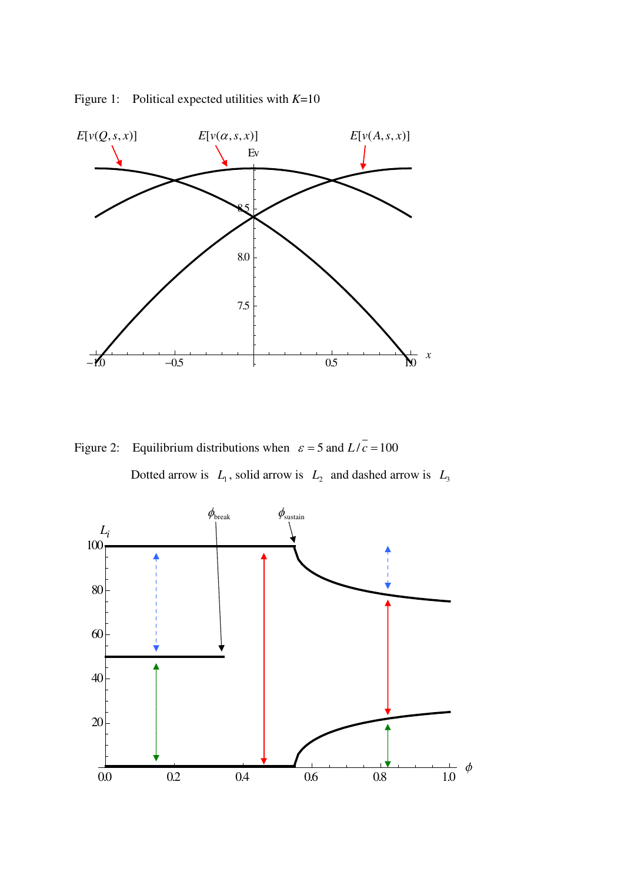Figure 1: Political expected utilities with $K$=10

$E[v(Q,s,x)]$

$E[v(\alpha,s,x)]$

$E[v(A,s,x)]$

Ev

8.5

8.0

7.5

−1.0

−0.5

0.5

1.0

$x$

Figure 2: Equilibrium distributions when $\varepsilon = 5$ and $L/\bar{c} = 100$

Dotted arrow is $L_1$, solid arrow is $L_2$ and dashed arrow is $L_3$

$\phi_{\text{break}}$

$\phi_{\text{sustain}}$

$L_i$

100

80

60

40

20

0.0

0.2

0.4

0.6

0.8

1.0

$\phi$